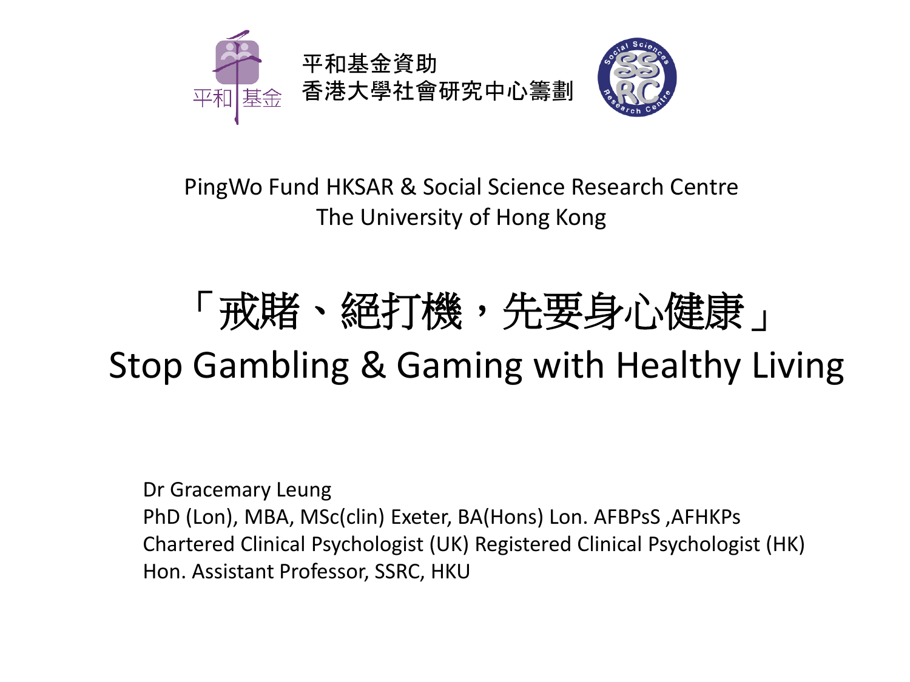平和基金資助
香港大學社會研究中心籌劃

PingWo Fund HKSAR & Social Science Research Centre
The University of Hong Kong

# 「戒賭、絕打機，先要身心健康」
# Stop Gambling & Gaming with Healthy Living

Dr Gracemary Leung
PhD (Lon), MBA, MSc(clin) Exeter, BA(Hons) Lon. AFBPsS ,AFHKPs
Chartered Clinical Psychologist (UK) Registered Clinical Psychologist (HK)
Hon. Assistant Professor, SSRC, HKU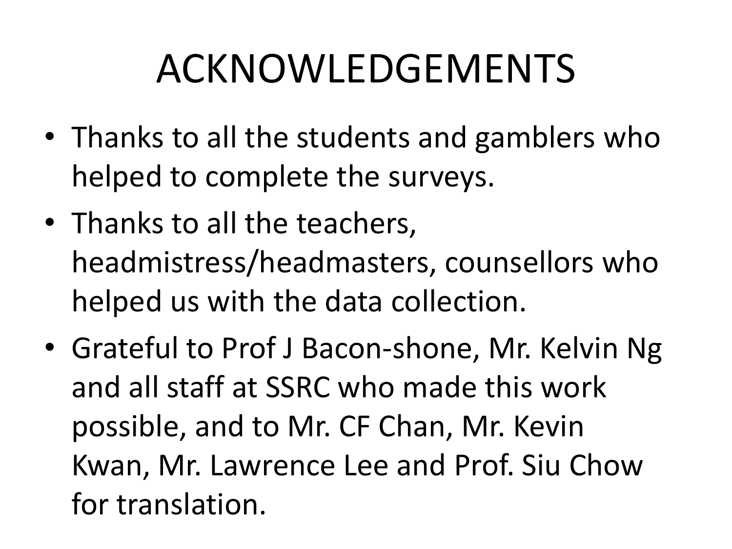# ACKNOWLEDGEMENTS

- Thanks to all the students and gamblers who helped to complete the surveys.
- Thanks to all the teachers, headmistress/headmasters, counsellors who helped us with the data collection.
- Grateful to Prof J Bacon-shone, Mr. Kelvin Ng and all staff at SSRC who made this work possible, and to Mr. CF Chan, Mr. Kevin Kwan, Mr. Lawrence Lee and Prof. Siu Chow for translation.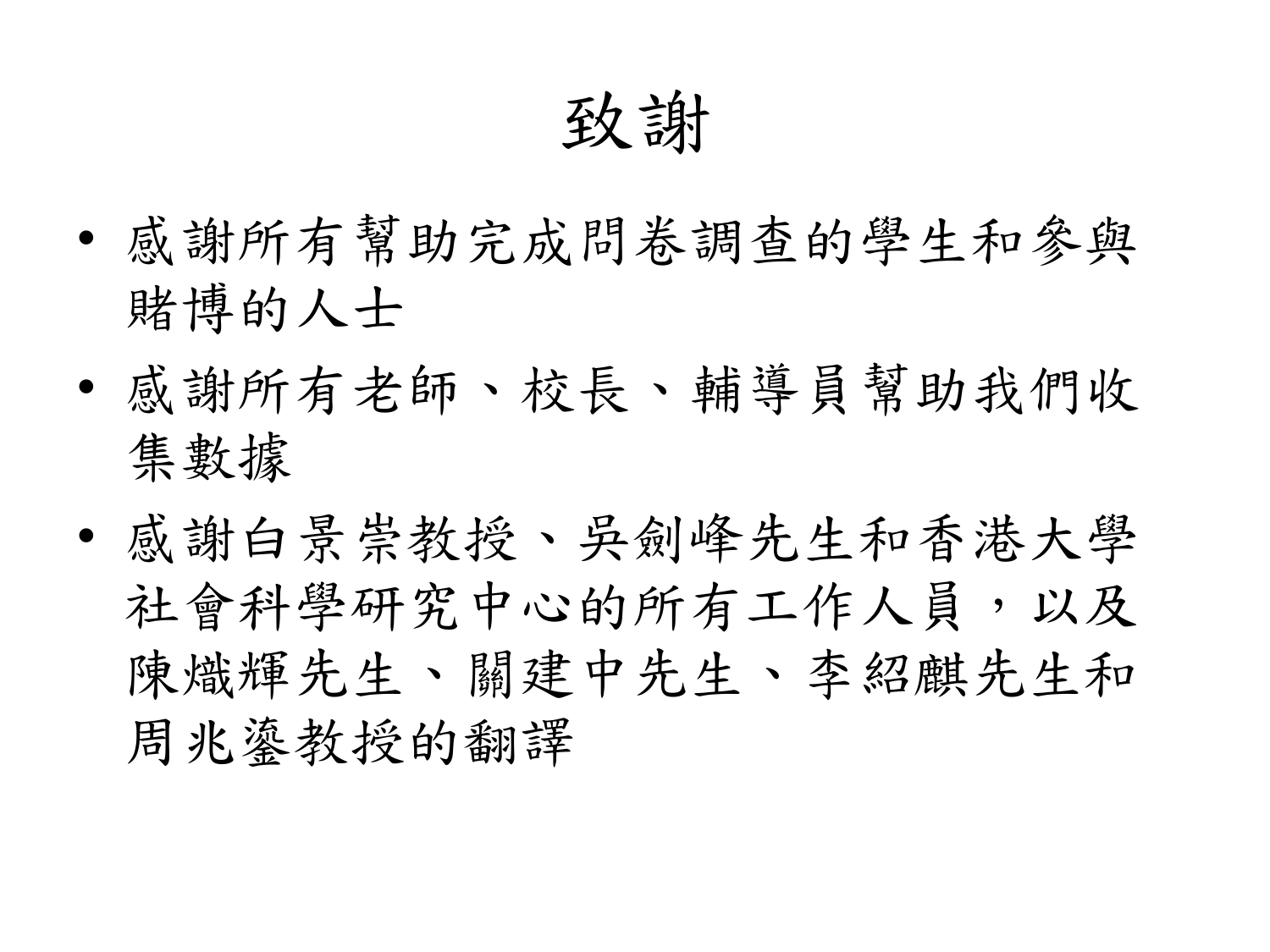# 致謝

- 感謝所有幫助完成問卷調查的學生和參與賭博的人士
- 感謝所有老師、校長、輔導員幫助我們收集數據
- 感謝白景崇教授、吳劍峰先生和香港大學社會科學研究中心的所有工作人員，以及陳熾輝先生、關建中先生、李紹麒先生和周兆鋆教授的翻譯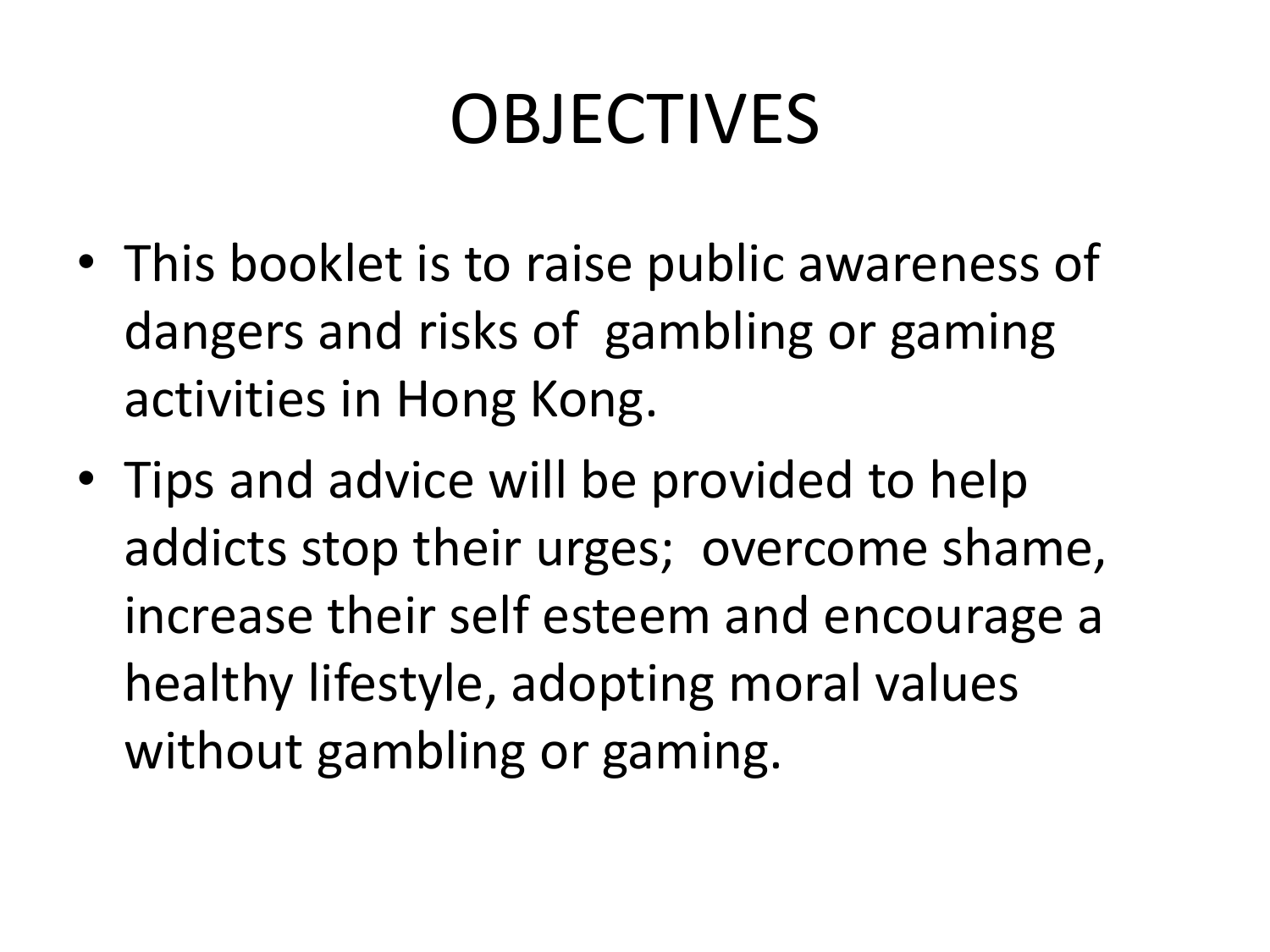# OBJECTIVES

- This booklet is to raise public awareness of dangers and risks of gambling or gaming activities in Hong Kong.
- Tips and advice will be provided to help addicts stop their urges; overcome shame, increase their self esteem and encourage a healthy lifestyle, adopting moral values without gambling or gaming.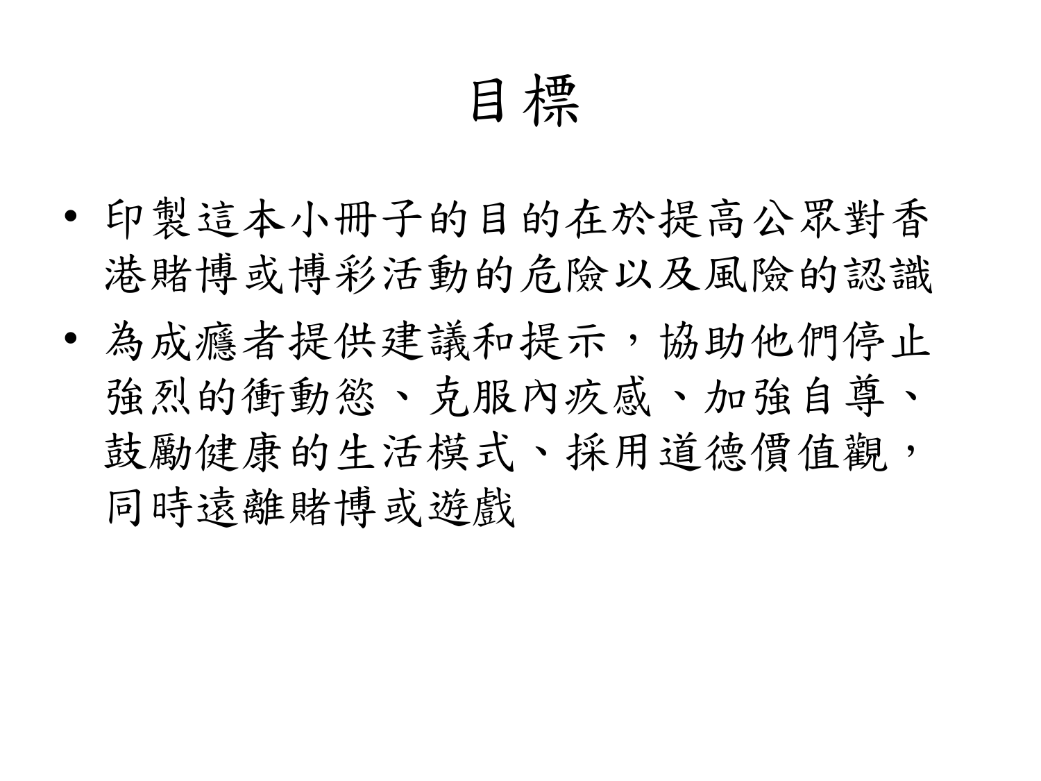# 目標

- 印製這本小冊子的目的在於提高公眾對香港賭博或博彩活動的危險以及風險的認識
- 為成癮者提供建議和提示，協助他們停止強烈的衝動慾、克服內疚感、加強自尊、鼓勵健康的生活模式、採用道德價值觀，同時遠離賭博或遊戲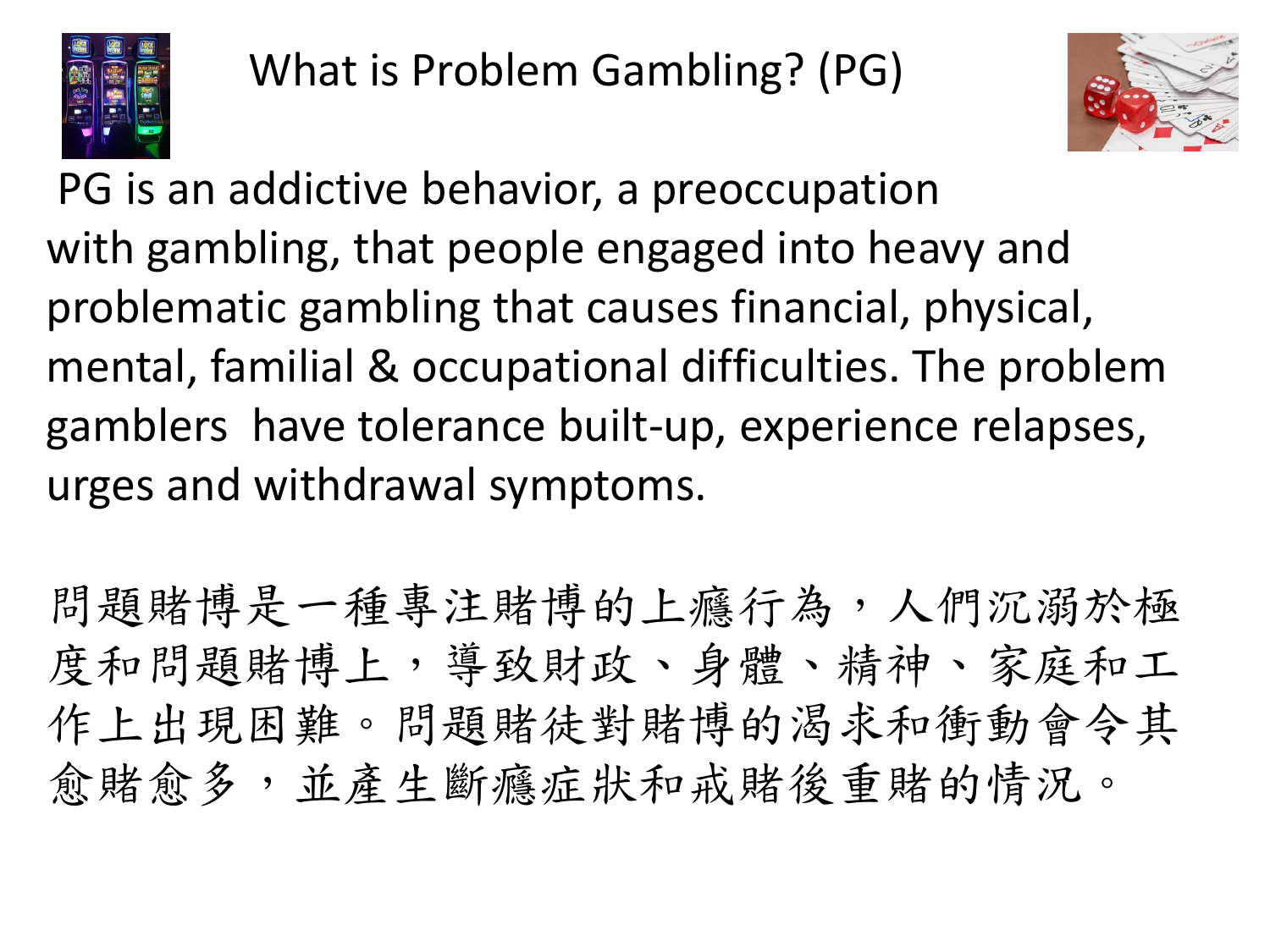# What is Problem Gambling? (PG)

PG is an addictive behavior, a preoccupation with gambling, that people engaged into heavy and problematic gambling that causes financial, physical, mental, familial & occupational difficulties. The problem gamblers have tolerance built-up, experience relapses, urges and withdrawal symptoms.

問題賭博是一種專注賭博的上癮行為，人們沉溺於極度和問題賭博上，導致財政、身體、精神、家庭和工作上出現困難。問題賭徒對賭博的渴求和衝動會令其愈賭愈多，並產生斷癮症狀和戒賭後重賭的情況。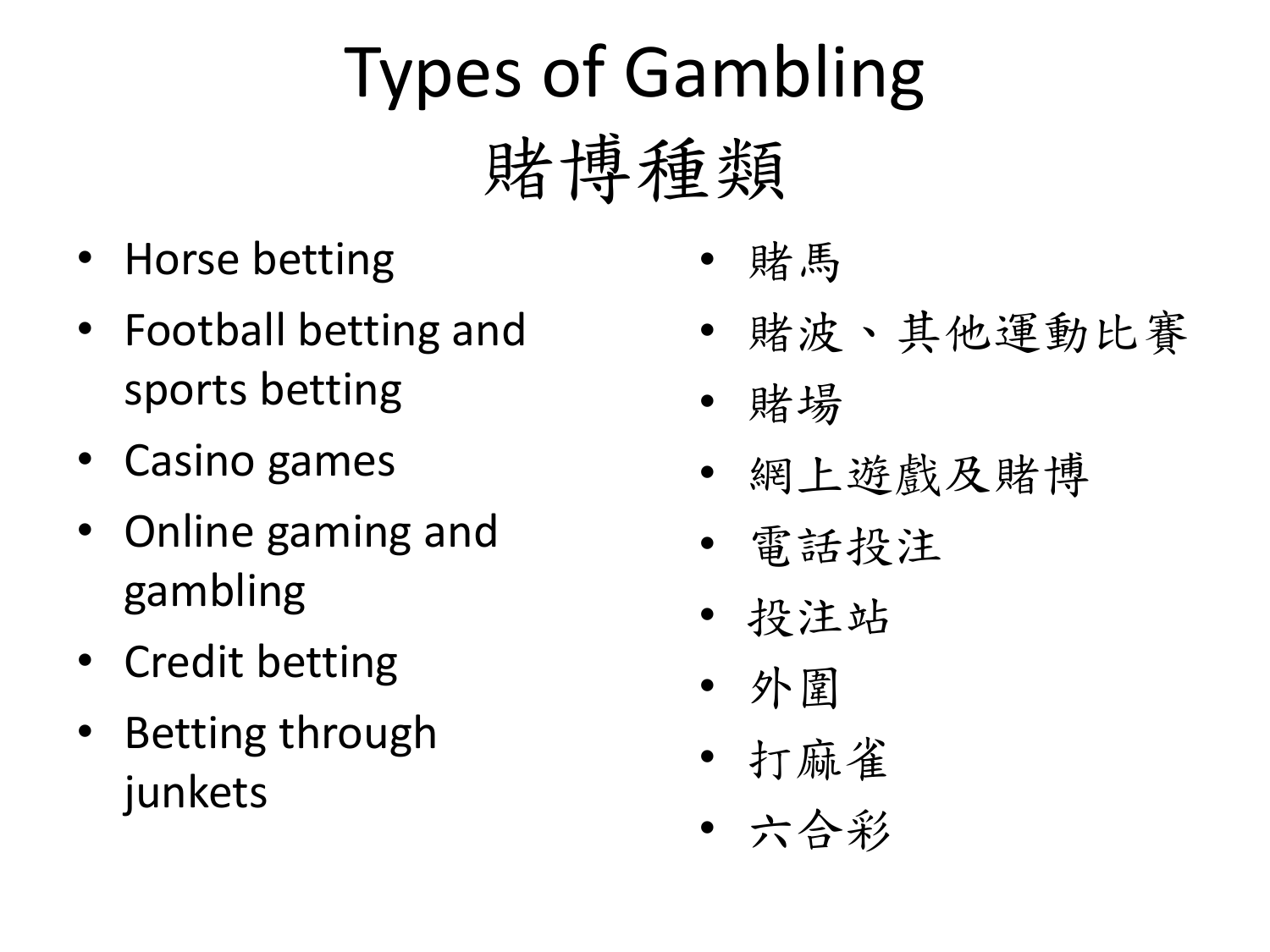# Types of Gambling
# 賭博種類

- Horse betting
- Football betting and sports betting
- Casino games
- Online gaming and gambling
- Credit betting
- Betting through junkets

- 賭馬
- 賭波、其他運動比賽
- 賭場
- 網上遊戲及賭博
- 電話投注
- 投注站
- 外圍
- 打麻雀
- 六合彩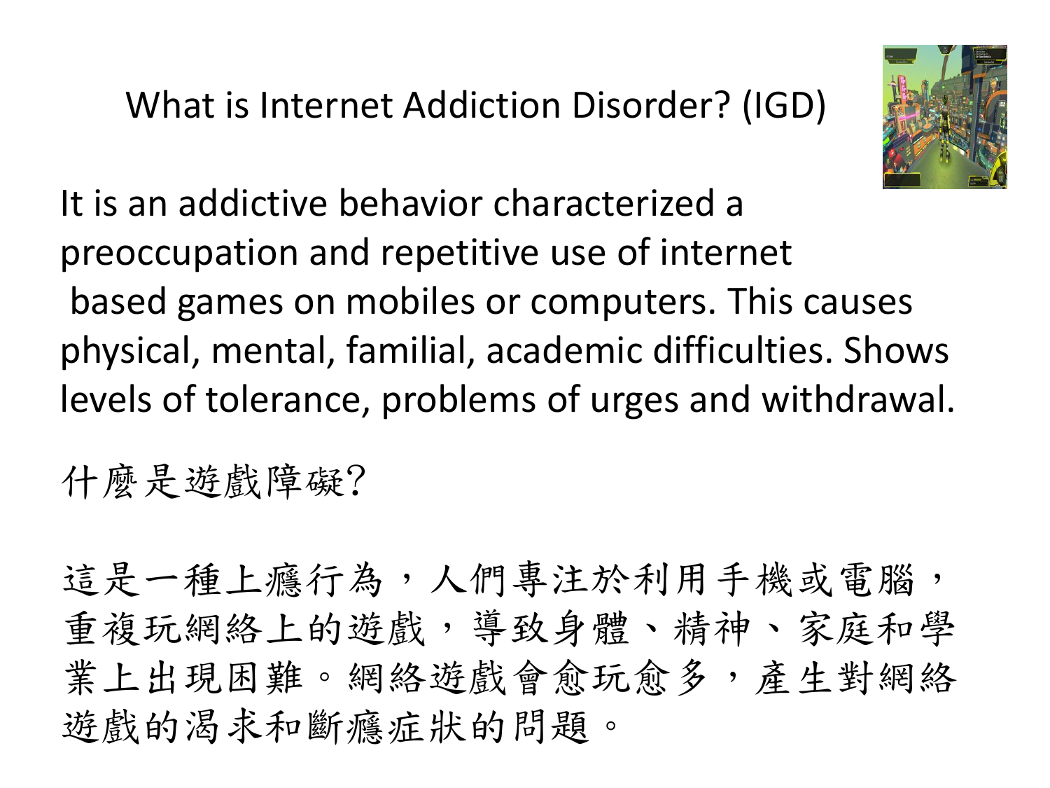# What is Internet Addiction Disorder? (IGD)

It is an addictive behavior characterized a preoccupation and repetitive use of internet based games on mobiles or computers. This causes physical, mental, familial, academic difficulties. Shows levels of tolerance, problems of urges and withdrawal.

# 什麼是遊戲障礙?

這是一種上癮行為，人們專注於利用手機或電腦，重複玩網絡上的遊戲，導致身體、精神、家庭和學業上出現困難。網絡遊戲會愈玩愈多，產生對網絡遊戲的渴求和斷癮症狀的問題。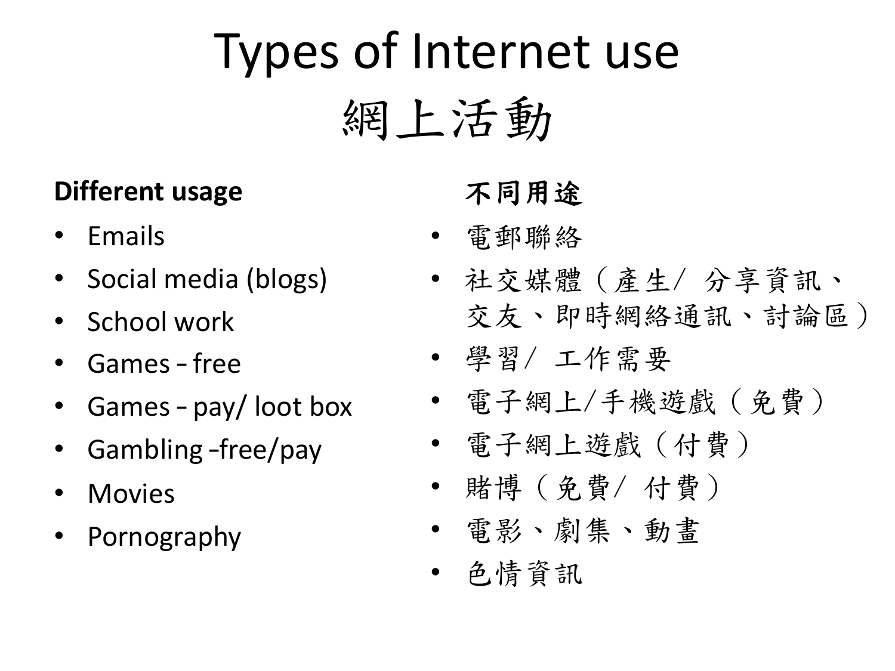# Types of Internet use
# 網上活動

**Different usage**

- Emails
- Social media (blogs)
- School work
- Games – free
- Games – pay/ loot box
- Gambling –free/pay
- Movies
- Pornography

**不同用途**

- 電郵聯絡
- 社交媒體（產生/ 分享資訊、交友、即時網絡通訊、討論區）
- 學習/ 工作需要
- 電子網上/手機遊戲（免費）
- 電子網上遊戲（付費）
- 賭博（免費/ 付費）
- 電影、劇集、動畫
- 色情資訊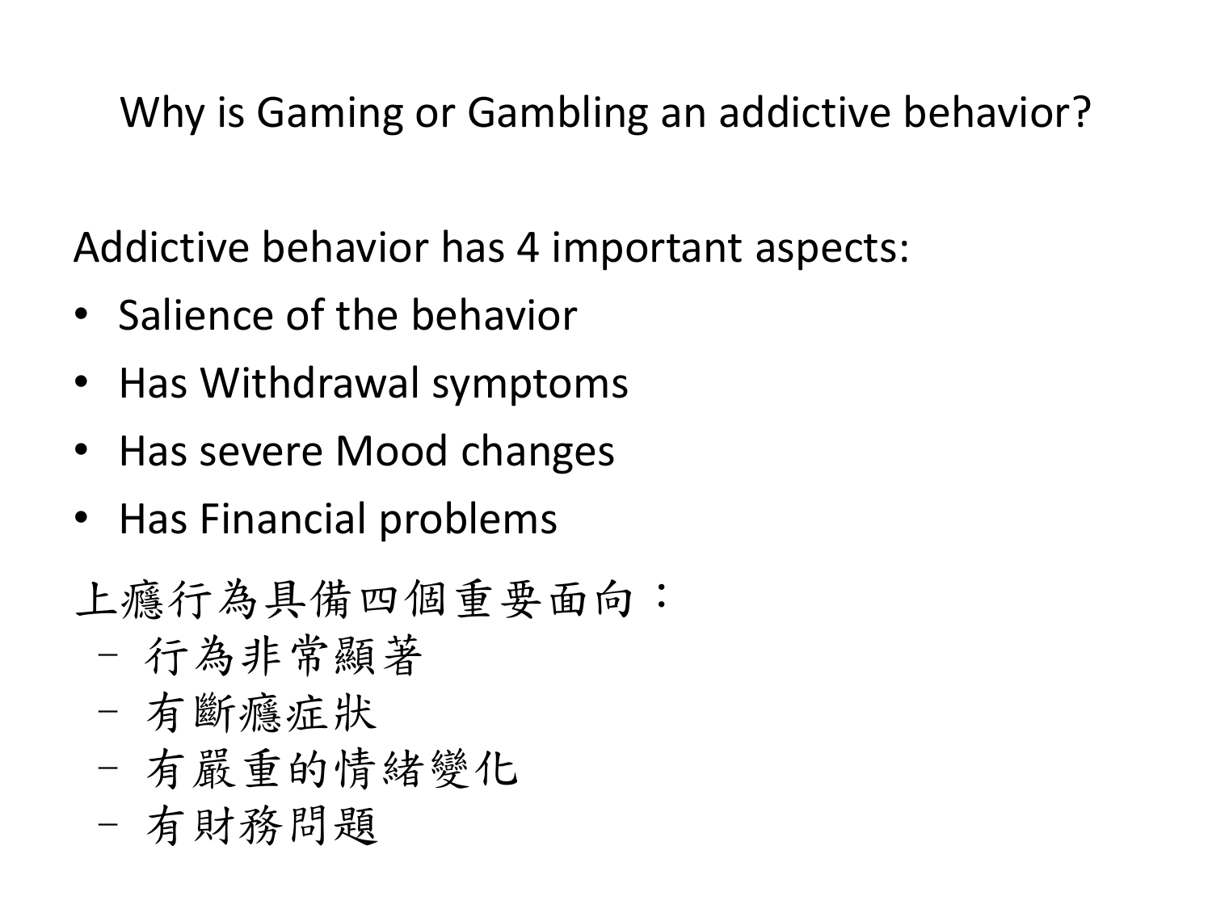## Why is Gaming or Gambling an addictive behavior?

Addictive behavior has 4 important aspects:

- Salience of the behavior
- Has Withdrawal symptoms
- Has severe Mood changes
- Has Financial problems

上癮行為具備四個重要面向：

- 行為非常顯著
- 有斷癮症狀
- 有嚴重的情緒變化
- 有財務問題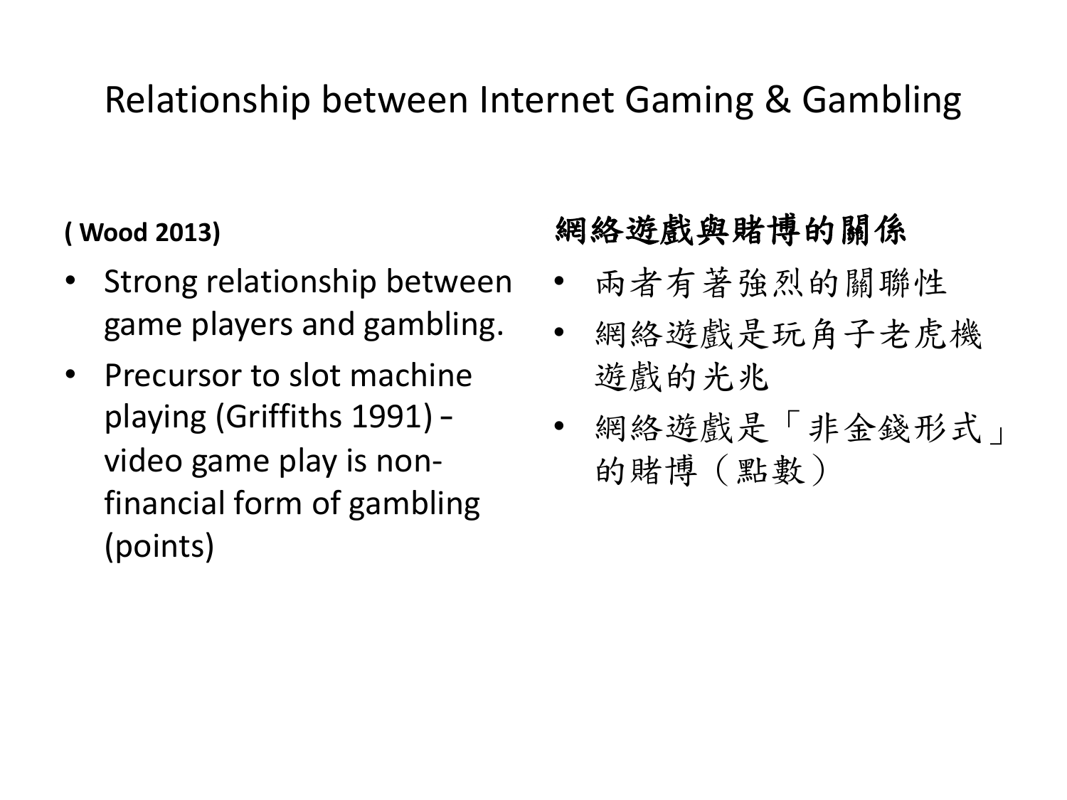# Relationship between Internet Gaming & Gambling

**( Wood 2013)**

- Strong relationship between game players and gambling.
- Precursor to slot machine playing (Griffiths 1991) – video game play is non-financial form of gambling (points)

## 網絡遊戲與賭博的關係

- 兩者有著強烈的關聯性
- 網絡遊戲是玩角子老虎機遊戲的先兆
- 網絡遊戲是「非金錢形式」的賭博（點數）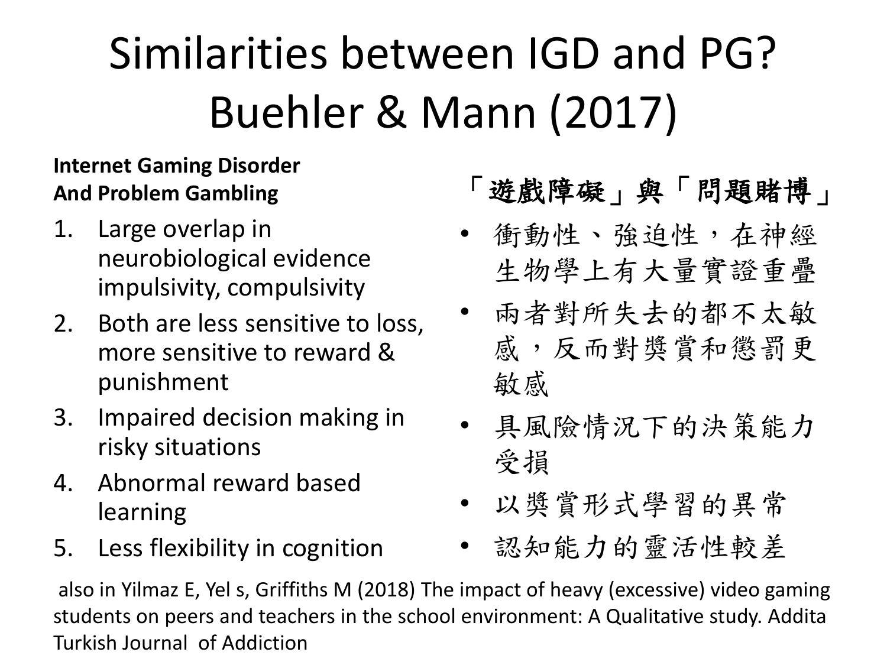# Similarities between IGD and PG? Buehler & Mann (2017)

**Internet Gaming Disorder And Problem Gambling**

1. Large overlap in neurobiological evidence impulsivity, compulsivity
2. Both are less sensitive to loss, more sensitive to reward & punishment
3. Impaired decision making in risky situations
4. Abnormal reward based learning
5. Less flexibility in cognition

**「遊戲障礙」與「問題賭博」**

- 衝動性、強迫性，在神經生物學上有大量實證重疊
- 兩者對所失去的都不太敏感，反而對獎賞和懲罰更敏感
- 具風險情況下的決策能力受損
- 以獎賞形式學習的異常
- 認知能力的靈活性較差

also in Yilmaz E, Yel s, Griffiths M (2018) The impact of heavy (excessive) video gaming students on peers and teachers in the school environment: A Qualitative study. Addita Turkish Journal of Addiction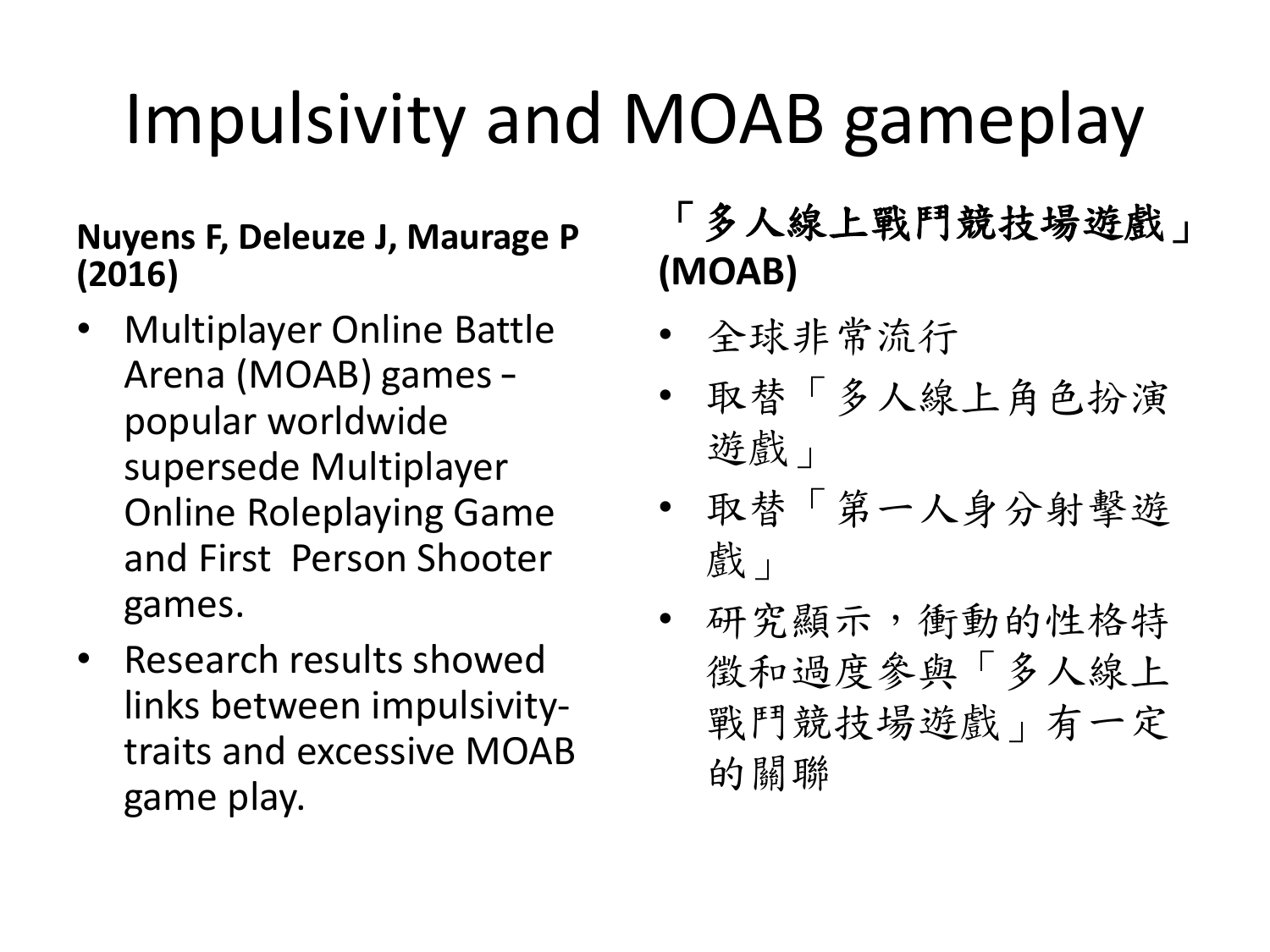# Impulsivity and MOAB gameplay

**Nuyens F, Deleuze J, Maurage P (2016)**

- Multiplayer Online Battle Arena (MOAB) games – popular worldwide supersede Multiplayer Online Roleplaying Game and First Person Shooter games.
- Research results showed links between impulsivity-traits and excessive MOAB game play.

**「多人線上戰鬥競技場遊戲」(MOAB)**

- 全球非常流行
- 取替「多人線上角色扮演遊戲」
- 取替「第一人身分射擊遊戲」
- 研究顯示，衝動的性格特徵和過度參與「多人線上戰鬥競技場遊戲」有一定的關聯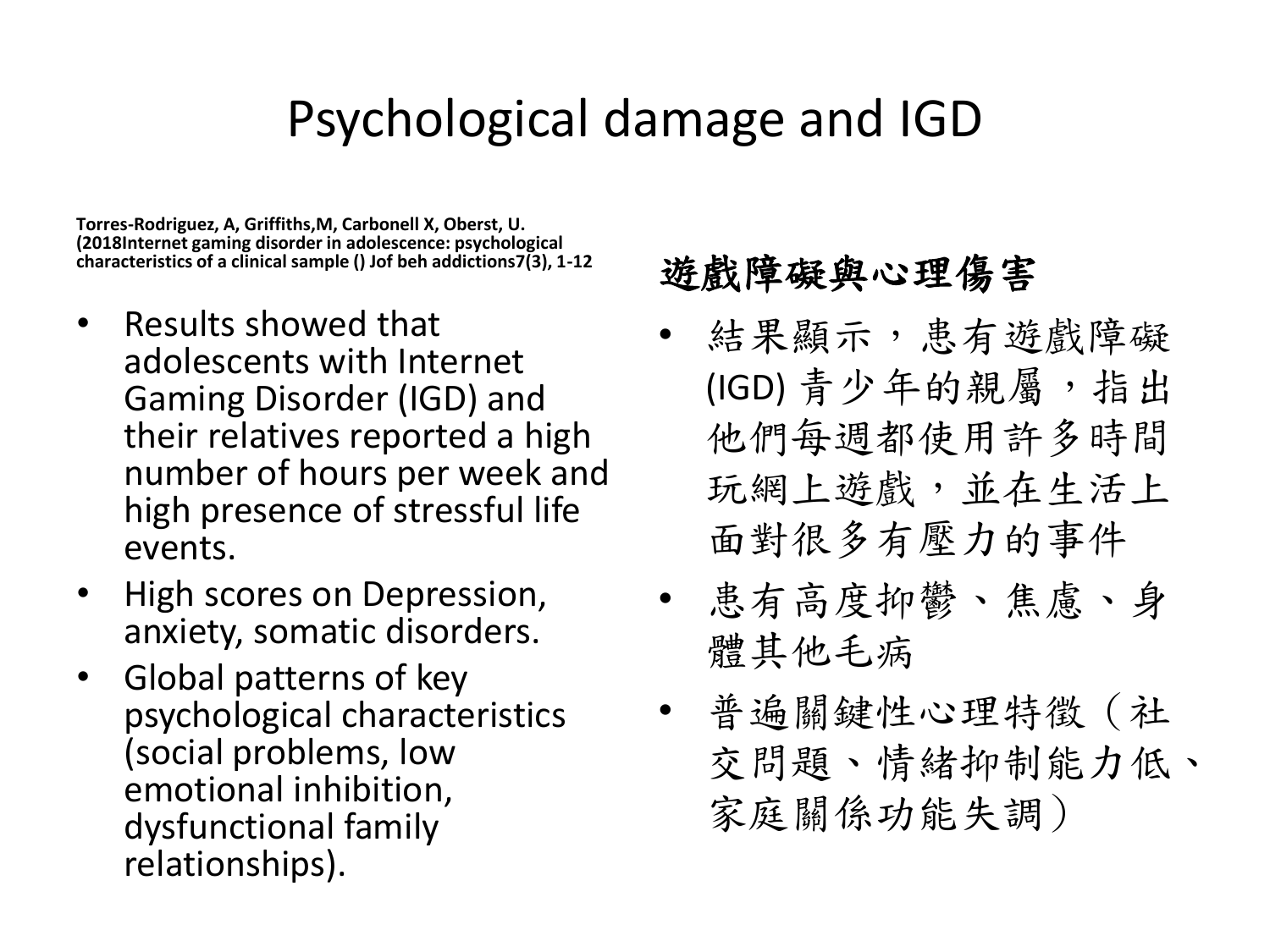# Psychological damage and IGD

**Torres-Rodriguez, A, Griffiths,M, Carbonell X, Oberst, U. (2018Internet gaming disorder in adolescence: psychological characteristics of a clinical sample () Jof beh addictions7(3), 1-12**

- Results showed that adolescents with Internet Gaming Disorder (IGD) and their relatives reported a high number of hours per week and high presence of stressful life events.
- High scores on Depression, anxiety, somatic disorders.
- Global patterns of key psychological characteristics (social problems, low emotional inhibition, dysfunctional family relationships).

## 遊戲障礙與心理傷害

- 結果顯示，患有遊戲障礙 (IGD) 青少年的親屬，指出他們每週都使用許多時間玩網上遊戲，並在生活上面對很多有壓力的事件
- 患有高度抑鬱、焦慮、身體其他毛病
- 普遍關鍵性心理特徵（社交問題、情緒抑制能力低、家庭關係功能失調）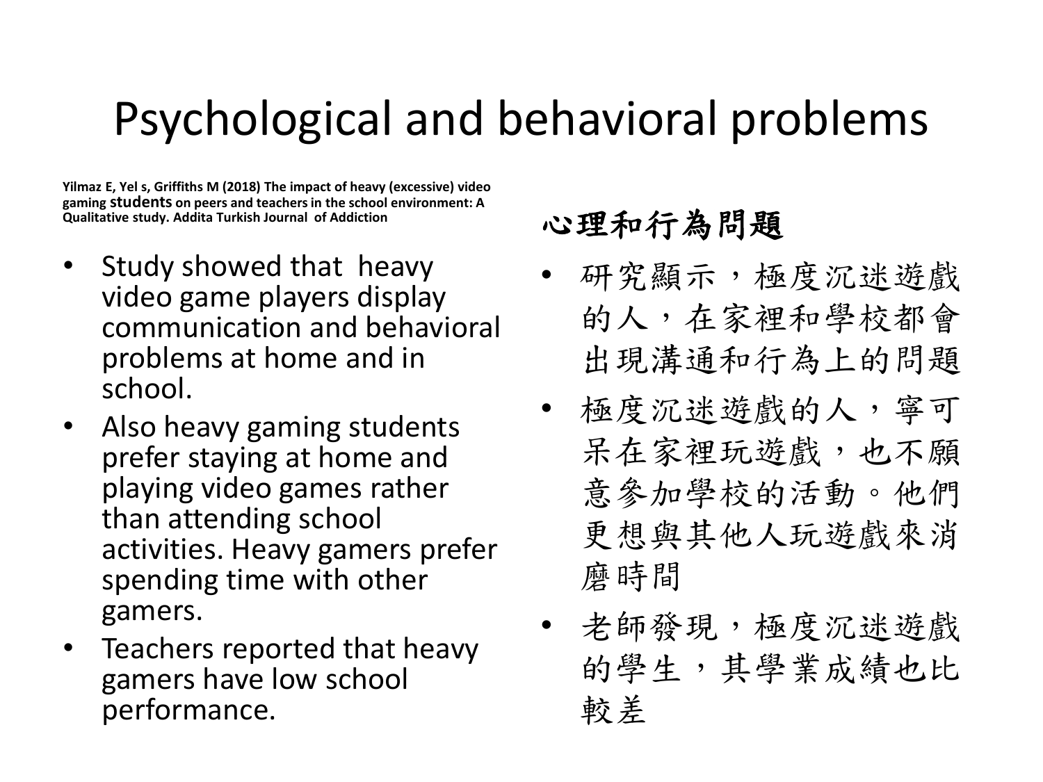# Psychological and behavioral problems

**Yilmaz E, Yel s, Griffiths M (2018) The impact of heavy (excessive) video gaming students on peers and teachers in the school environment: A Qualitative study. Addita Turkish Journal of Addiction**

- Study showed that heavy video game players display communication and behavioral problems at home and in school.
- Also heavy gaming students prefer staying at home and playing video games rather than attending school activities. Heavy gamers prefer spending time with other gamers.
- Teachers reported that heavy gamers have low school performance.

## 心理和行為問題

- 研究顯示，極度沉迷遊戲的人，在家裡和學校都會出現溝通和行為上的問題
- 極度沉迷遊戲的人，寧可呆在家裡玩遊戲，也不願意參加學校的活動。他們更想與其他人玩遊戲來消磨時間
- 老師發現，極度沉迷遊戲的學生，其學業成績也比較差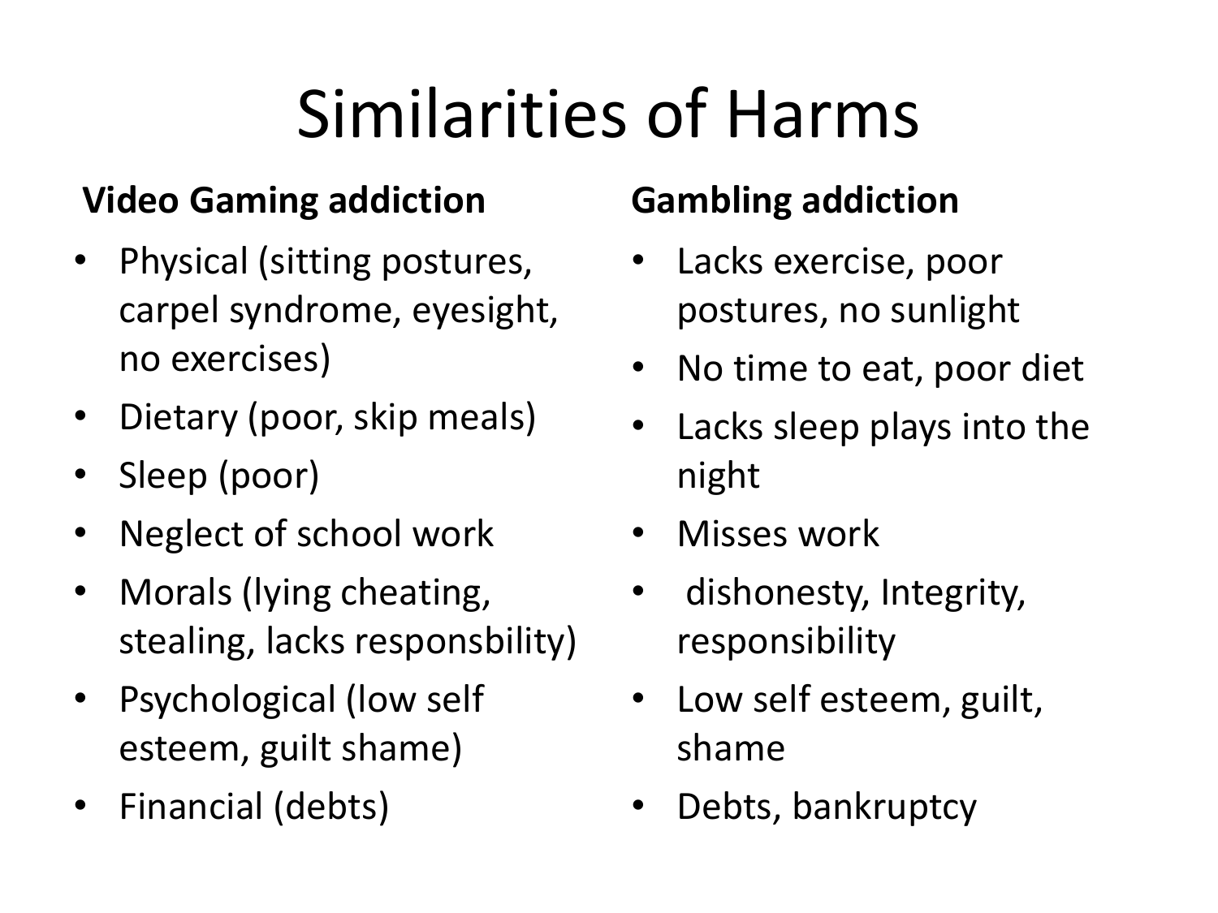# Similarities of Harms

**Video Gaming addiction**

- Physical (sitting postures, carpel syndrome, eyesight, no exercises)
- Dietary (poor, skip meals)
- Sleep (poor)
- Neglect of school work
- Morals (lying cheating, stealing, lacks responsbility)
- Psychological (low self esteem, guilt shame)
- Financial (debts)

**Gambling addiction**

- Lacks exercise, poor postures, no sunlight
- No time to eat, poor diet
- Lacks sleep plays into the night
- Misses work
- dishonesty, Integrity, responsibility
- Low self esteem, guilt, shame
- Debts, bankruptcy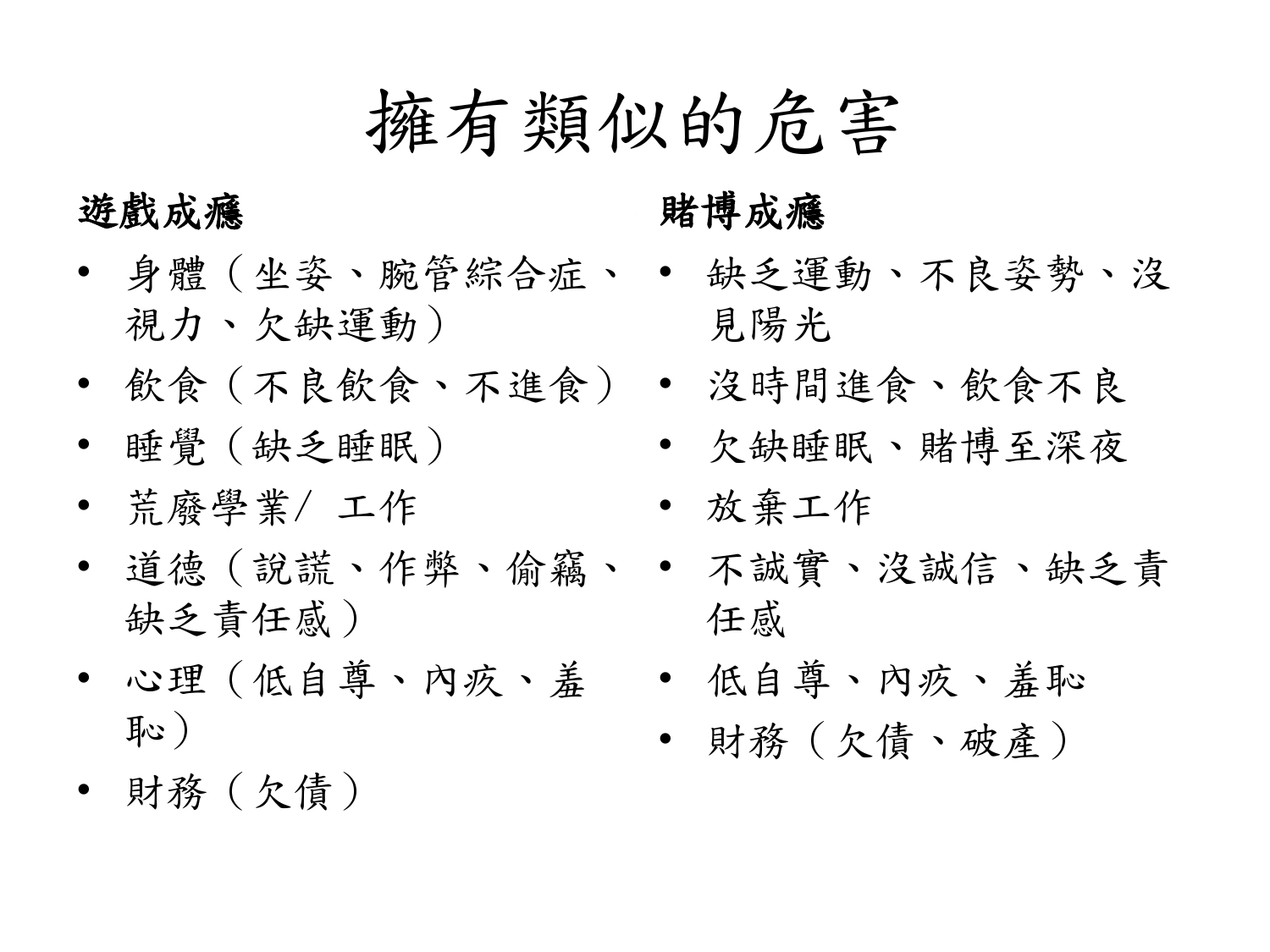# 擁有類似的危害

**遊戲成癮**

- 身體（坐姿、腕管綜合症、視力、欠缺運動）
- 飲食（不良飲食、不進食）
- 睡覺（缺乏睡眠）
- 荒廢學業/ 工作
- 道德（說謊、作弊、偷竊、缺乏責任感）
- 心理（低自尊、內疚、羞恥）
- 財務（欠債）

**賭博成癮**

- 缺乏運動、不良姿勢、沒見陽光
- 沒時間進食、飲食不良
- 欠缺睡眠、賭博至深夜
- 放棄工作
- 不誠實、沒誠信、缺乏責任感
- 低自尊、內疚、羞恥
- 財務（欠債、破產）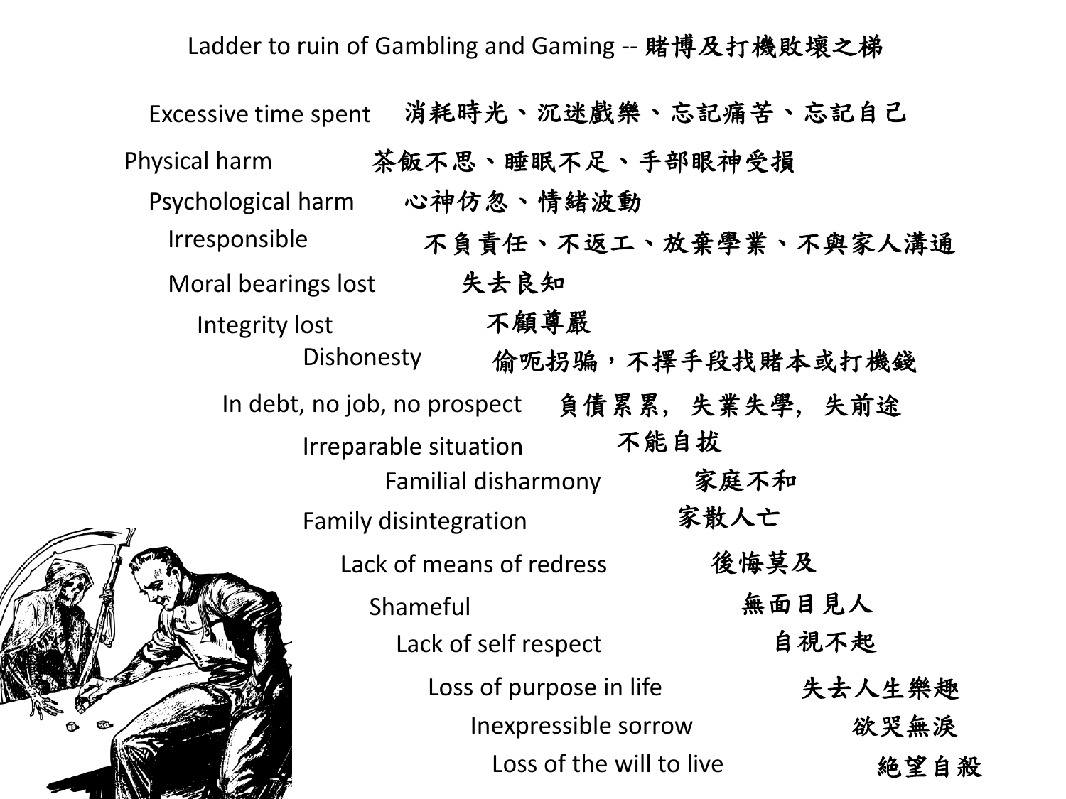# Ladder to ruin of Gambling and Gaming -- 賭博及打機敗壞之梯

| | |
|---|---|
| Excessive time spent | 消耗時光、沉迷戲樂、忘記痛苦、忘記自己 |
| Physical harm | 茶飯不思、睡眠不足、手部眼神受損 |
| Psychological harm | 心神彷忽、情緒波動 |
| Irresponsible | 不負責任、不返工、放棄學業、不與家人溝通 |
| Moral bearings lost | 失去良知 |
| Integrity lost | 不顧尊嚴 |
| Dishonesty | 偷呃拐騙，不擇手段找賭本或打機錢 |
| In debt, no job, no prospect | 負債累累，失業失學，失前途 |
| Irreparable situation | 不能自拔 |
| Familial disharmony | 家庭不和 |
| Family disintegration | 家散人亡 |
| Lack of means of redress | 後悔莫及 |
| Shameful | 無面目見人 |
| Lack of self respect | 自視不起 |
| Loss of purpose in life | 失去人生樂趣 |
| Inexpressible sorrow | 欲哭無淚 |
| Loss of the will to live | 絕望自殺 |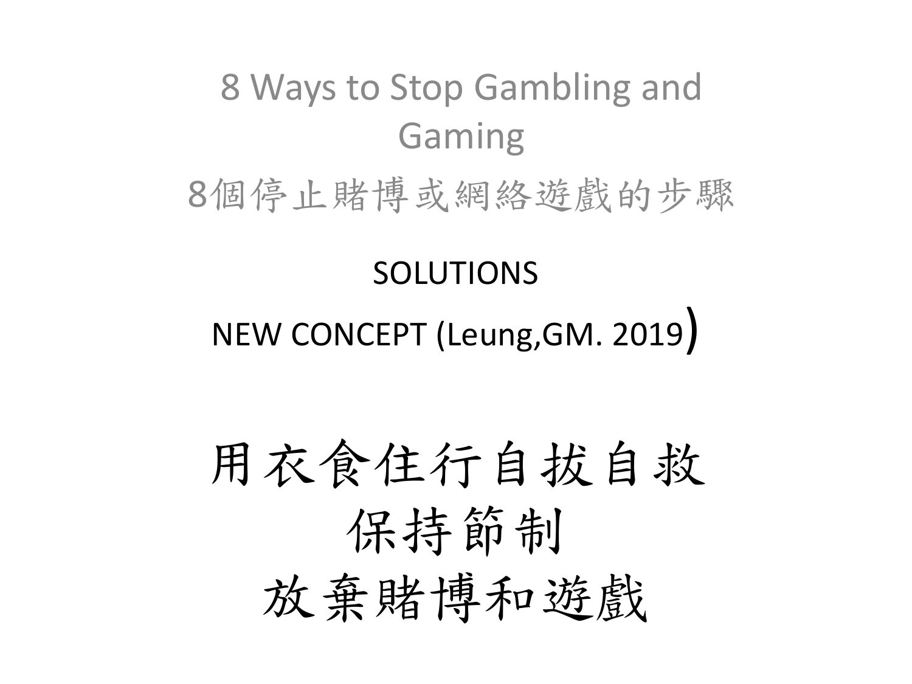# 8 Ways to Stop Gambling and Gaming

# 8個停止賭博或網絡遊戲的步驟

SOLUTIONS

NEW CONCEPT (Leung,GM. 2019)

## 用衣食住行自拔自救
## 保持節制
## 放棄賭博和遊戲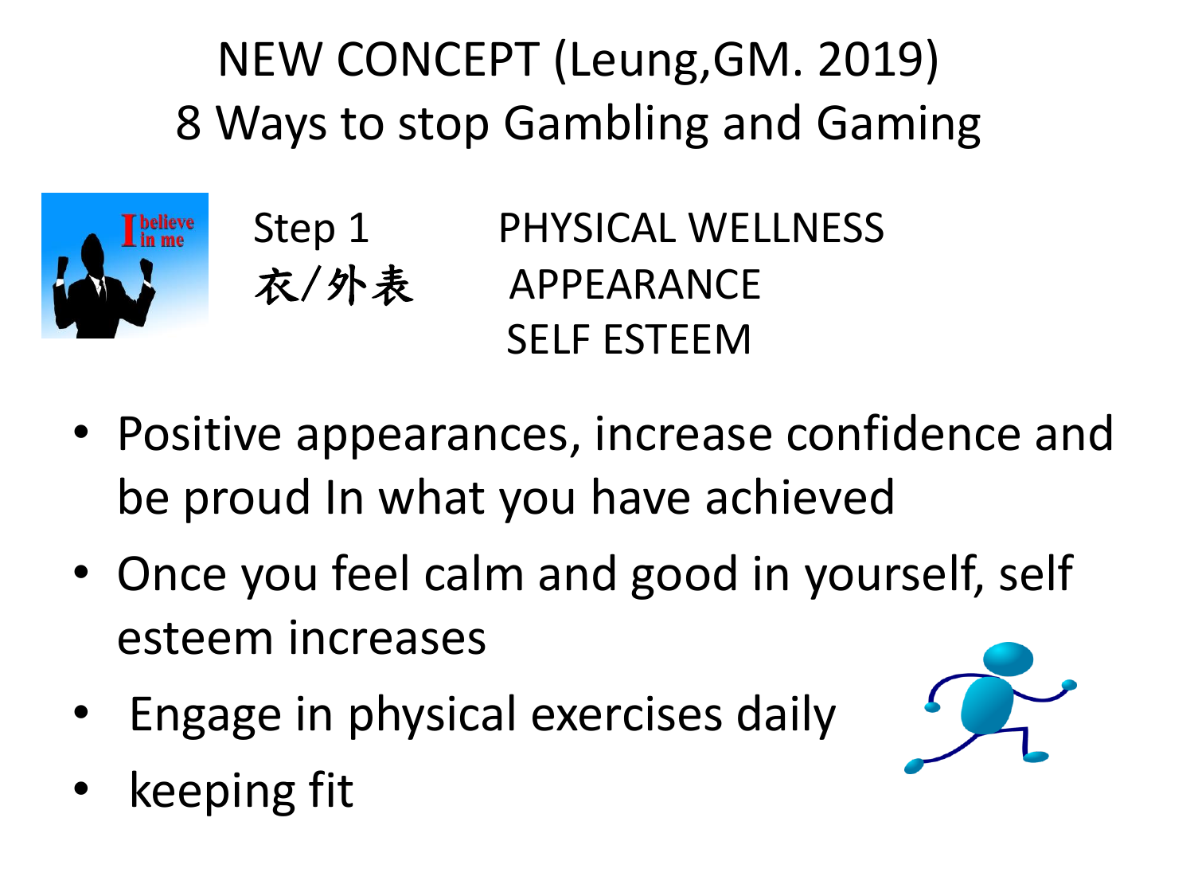# NEW CONCEPT (Leung,GM. 2019)
## 8 Ways to stop Gambling and Gaming

Step 1 PHYSICAL WELLNESS

衣/外表 APPEARANCE

SELF ESTEEM

- Positive appearances, increase confidence and be proud In what you have achieved
- Once you feel calm and good in yourself, self esteem increases
- Engage in physical exercises daily
- keeping fit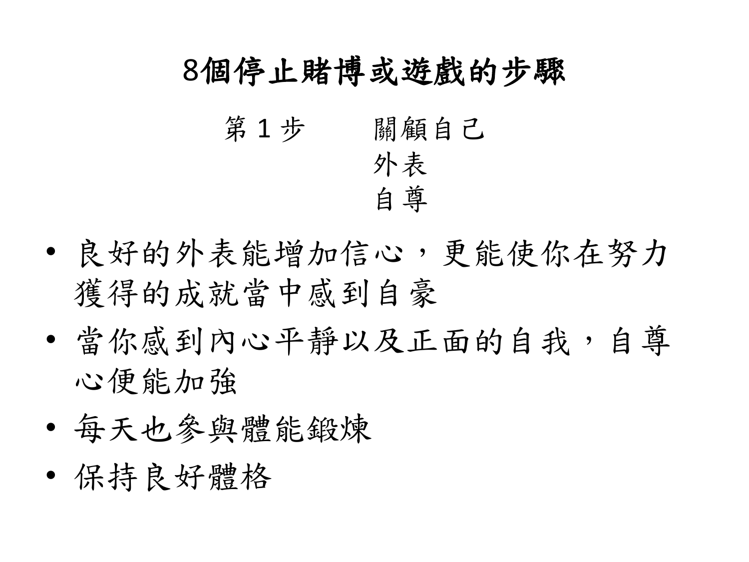# 8個停止賭博或遊戲的步驟

第 1 步　　關顧自己
外表
自尊

- 良好的外表能增加信心，更能使你在努力獲得的成就當中感到自豪
- 當你感到內心平靜以及正面的自我，自尊心便能加強
- 每天也參與體能鍛煉
- 保持良好體格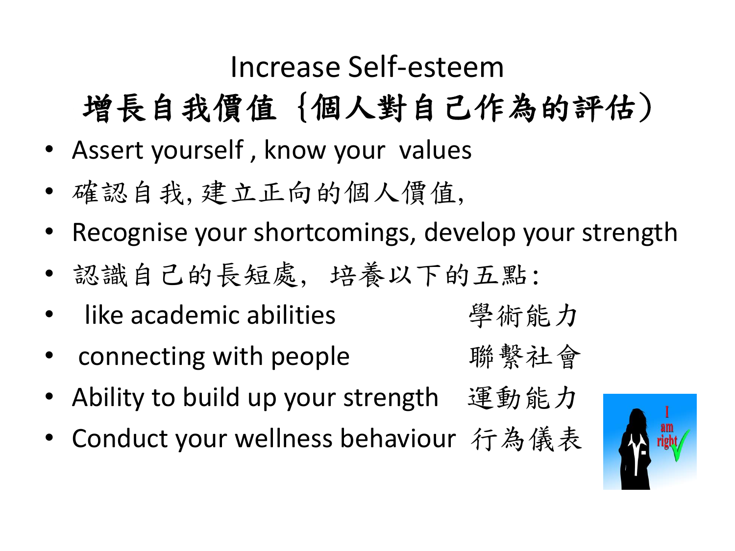# Increase Self-esteem

# 增長自我價值｛個人對自己作為的評估）

- Assert yourself , know your values
- 確認自我, 建立正向的個人價值,
- Recognise your shortcomings, develop your strength
- 認識自己的長短處，培養以下的五點:
- like academic abilities 學術能力
- connecting with people 聯繫社會
- Ability to build up your strength 運動能力
- Conduct your wellness behaviour 行為儀表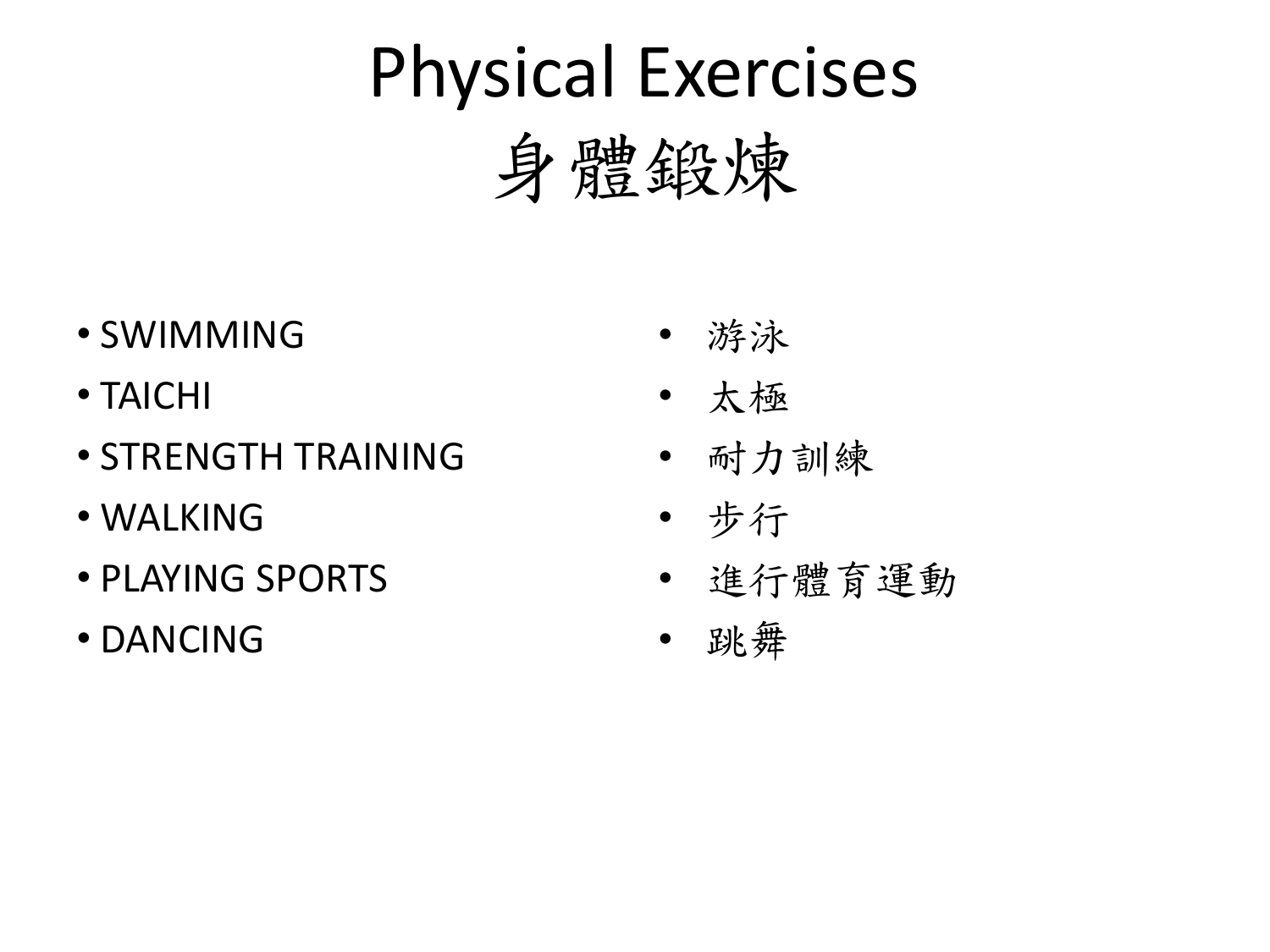# Physical Exercises
# 身體鍛煉

- SWIMMING
- TAICHI
- STRENGTH TRAINING
- WALKING
- PLAYING SPORTS
- DANCING

- 游泳
- 太極
- 耐力訓練
- 步行
- 進行體育運動
- 跳舞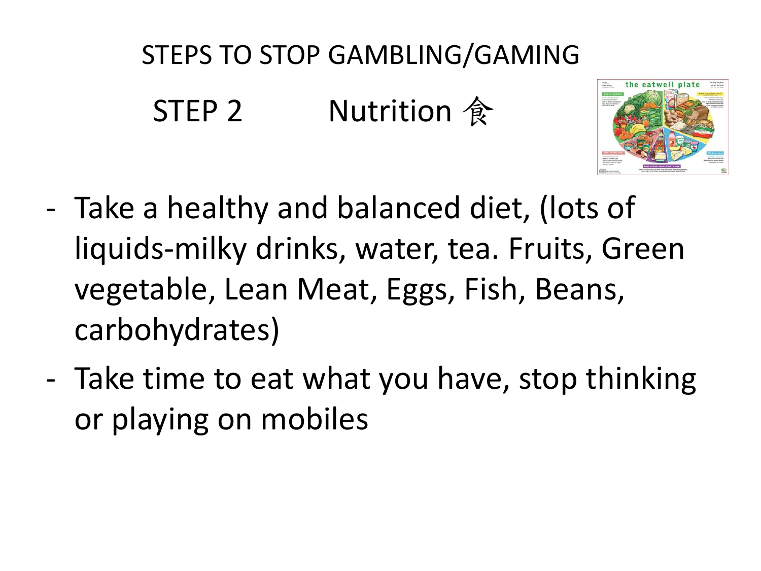# STEPS TO STOP GAMBLING/GAMING

## STEP 2 Nutrition 食

- Take a healthy and balanced diet, (lots of liquids-milky drinks, water, tea. Fruits, Green vegetable, Lean Meat, Eggs, Fish, Beans, carbohydrates)
- Take time to eat what you have, stop thinking or playing on mobiles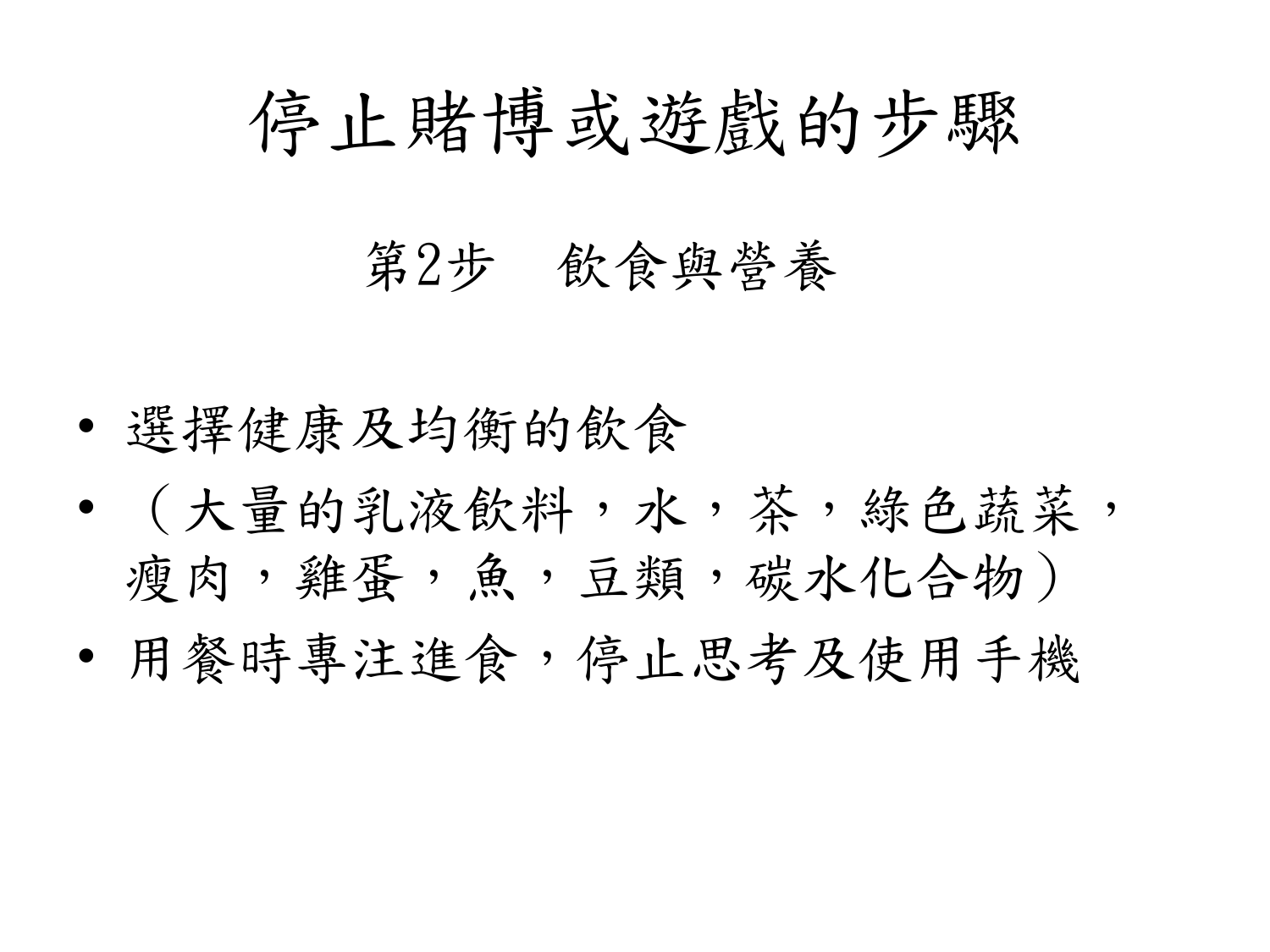# 停止賭博或遊戲的步驟

## 第2步　飲食與營養

- 選擇健康及均衡的飲食
- （大量的乳液飲料，水，茶，綠色蔬菜，瘦肉，雞蛋，魚，豆類，碳水化合物）
- 用餐時專注進食，停止思考及使用手機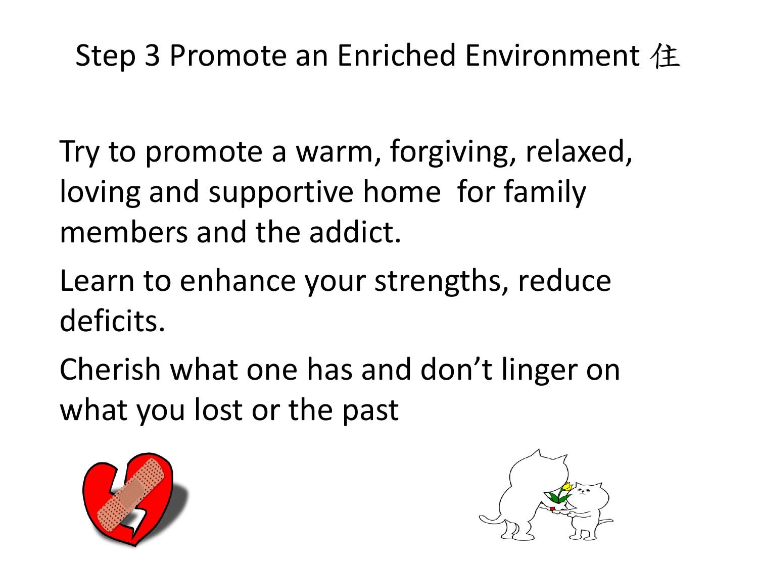# Step 3 Promote an Enriched Environment 住

Try to promote a warm, forgiving, relaxed, loving and supportive home for family members and the addict.

Learn to enhance your strengths, reduce deficits.

Cherish what one has and don't linger on what you lost or the past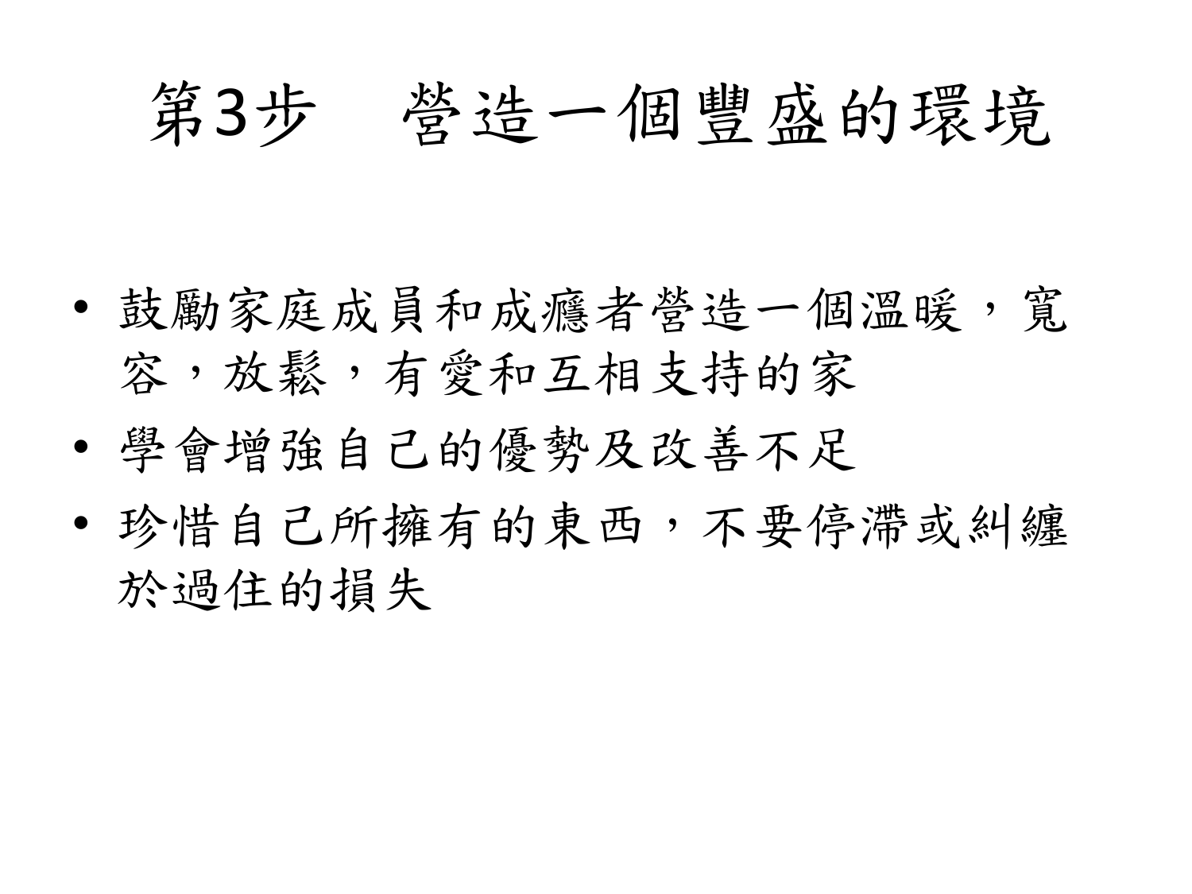# 第3步　營造一個豐盛的環境

- 鼓勵家庭成員和成癮者營造一個溫暖，寬容，放鬆，有愛和互相支持的家
- 學會增強自己的優勢及改善不足
- 珍惜自己所擁有的東西，不要停滯或糾纏於過住的損失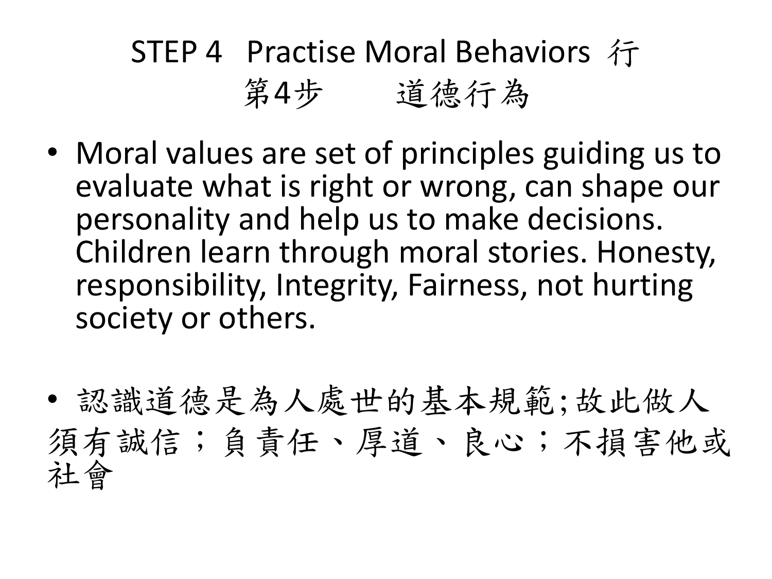# STEP 4 Practise Moral Behaviors 行
# 第4步 道德行為

- Moral values are set of principles guiding us to evaluate what is right or wrong, can shape our personality and help us to make decisions. Children learn through moral stories. Honesty, responsibility, Integrity, Fairness, not hurting society or others.

- 認識道德是為人處世的基本規範;故此做人須有誠信；負責任、厚道、良心；不損害他或社會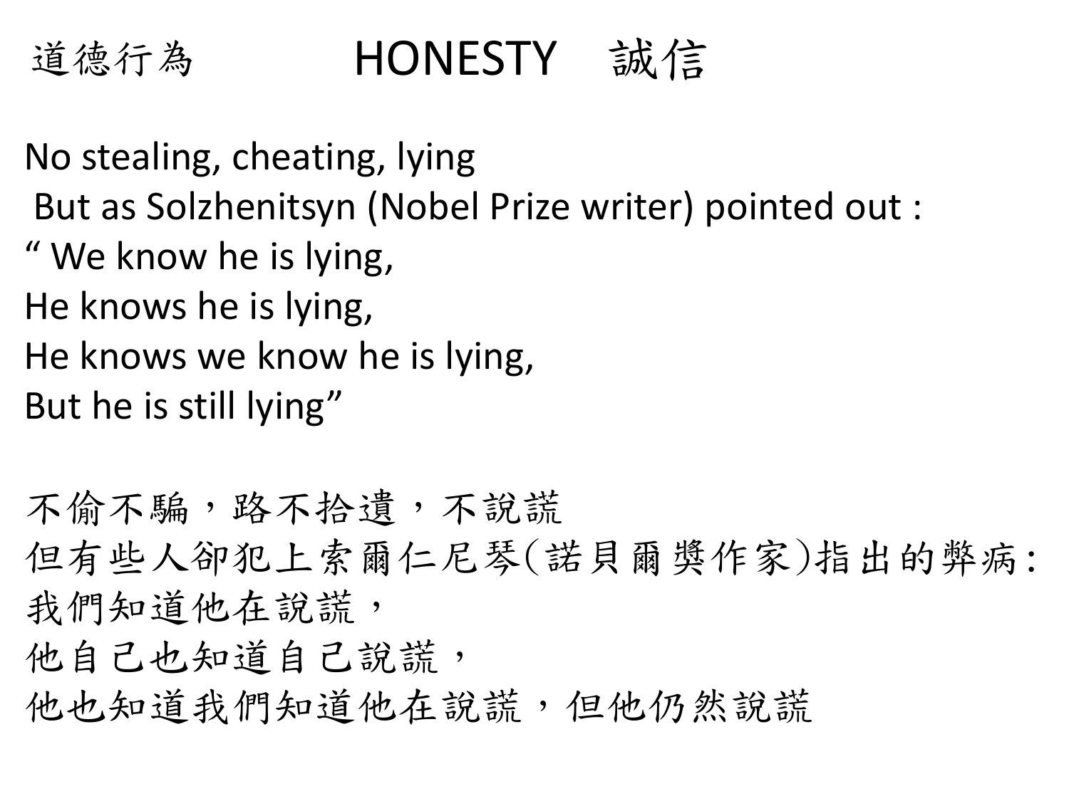道德行為 

# HONESTY 誠信

No stealing, cheating, lying

But as Solzhenitsyn (Nobel Prize writer) pointed out :

“ We know he is lying,
He knows he is lying,
He knows we know he is lying,
But he is still lying”

不偷不騙，路不拾遺，不說謊

但有些人卻犯上索爾仁尼琴(諾貝爾獎作家)指出的弊病:

我們知道他在說謊，
他自己也知道自己說謊，
他也知道我們知道他在說謊，但他仍然說謊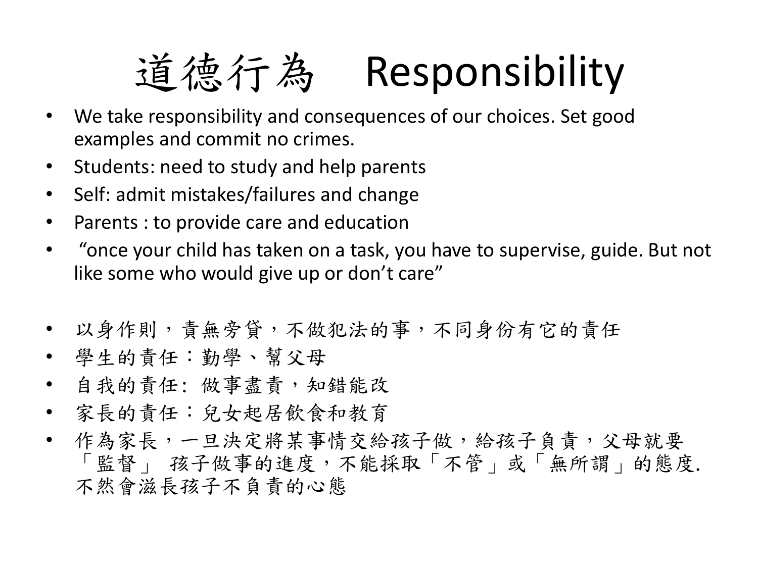# 道德行為　Responsibility

- We take responsibility and consequences of our choices. Set good examples and commit no crimes.
- Students: need to study and help parents
- Self: admit mistakes/failures and change
- Parents : to provide care and education
- “once your child has taken on a task, you have to supervise, guide. But not like some who would give up or don’t care”

- 以身作則，責無旁貸，不做犯法的事，不同身份有它的責任
- 學生的責任：勤學、幫父母
- 自我的責任: 做事盡責，知錯能改
- 家長的責任：兒女起居飲食和教育
- 作為家長，一旦決定將某事情交給孩子做，給孩子負責，父母就要「監督」 孩子做事的進度，不能採取「不管」或「無所謂」的態度. 不然會滋長孩子不負責的心態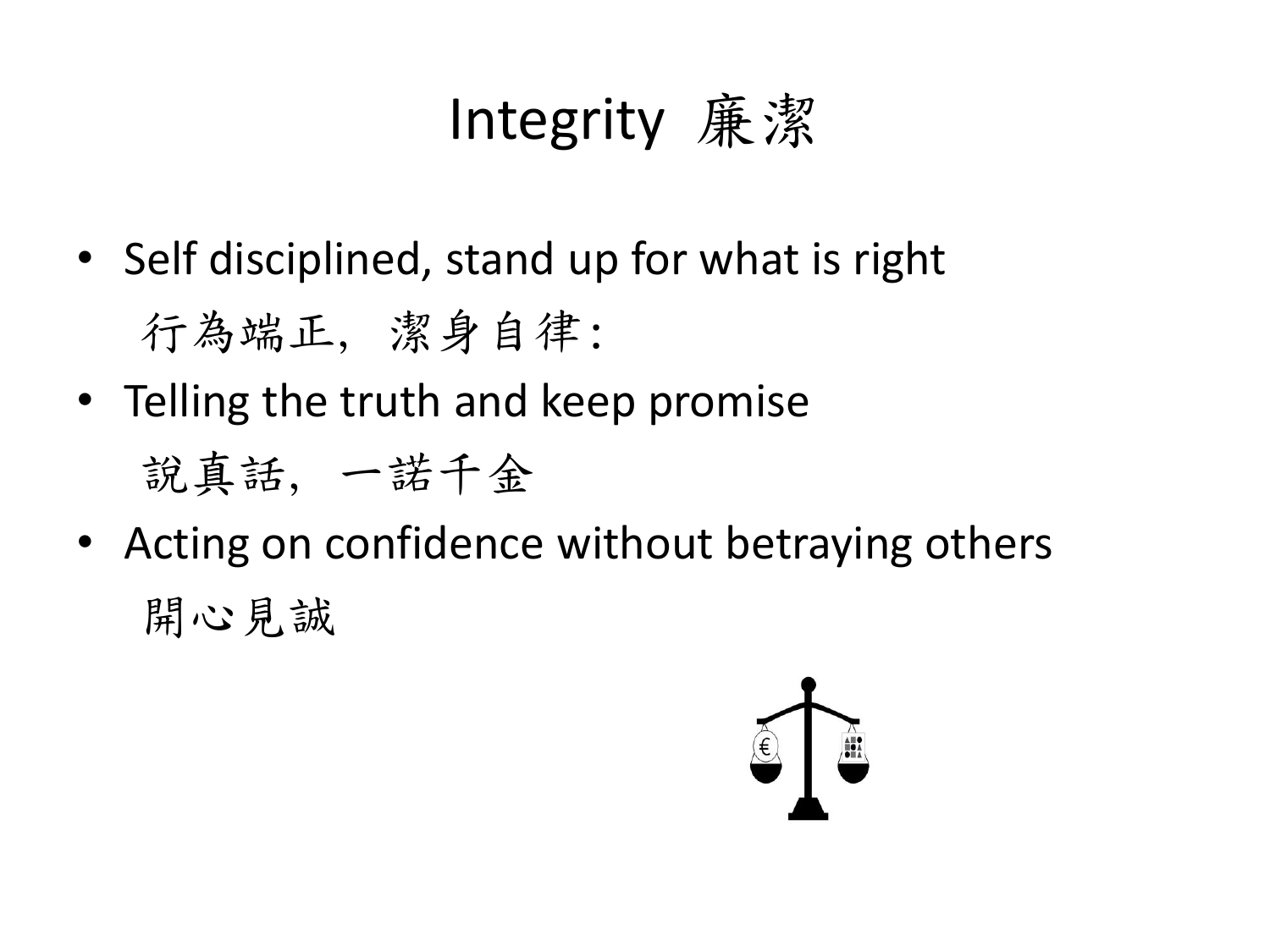# Integrity 廉潔

- Self disciplined, stand up for what is right
  行為端正，潔身自律:
- Telling the truth and keep promise
  說真話，一諾千金
- Acting on confidence without betraying others
  開心見誠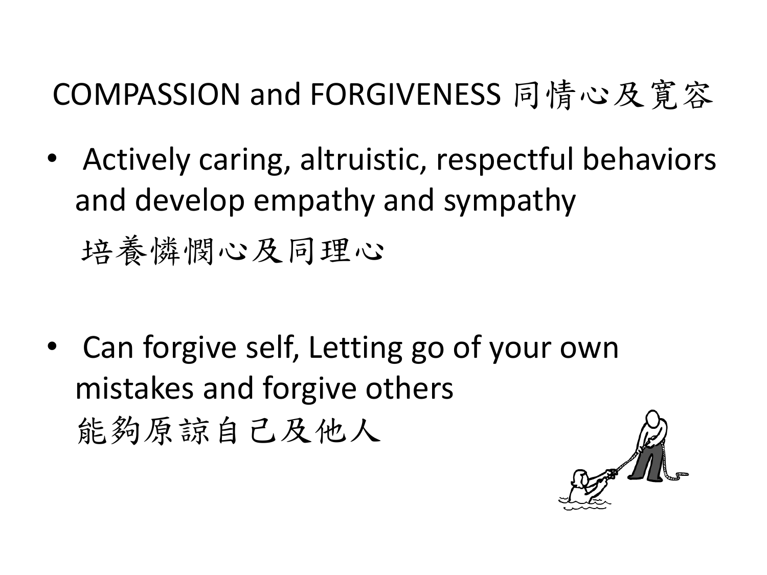# COMPASSION and FORGIVENESS 同情心及寬容

- Actively caring, altruistic, respectful behaviors and develop empathy and sympathy
  培養憐憫心及同理心

- Can forgive self, Letting go of your own mistakes and forgive others
  能夠原諒自己及他人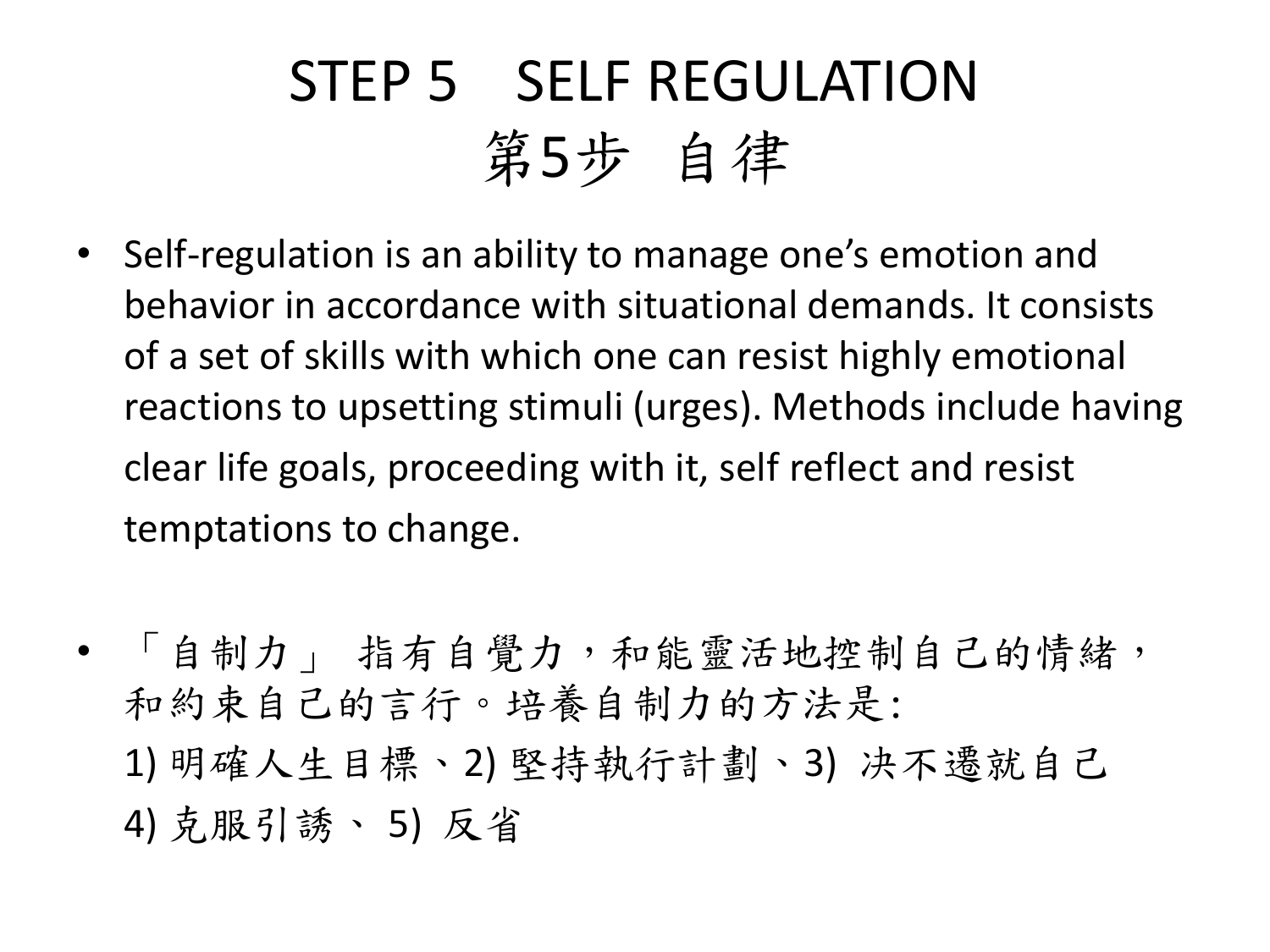# STEP 5　SELF REGULATION
# 第5步　自律

- Self-regulation is an ability to manage one's emotion and behavior in accordance with situational demands. It consists of a set of skills with which one can resist highly emotional reactions to upsetting stimuli (urges). Methods include having clear life goals, proceeding with it, self reflect and resist temptations to change.

- 「自制力」 指有自覺力，和能靈活地控制自己的情緒，和約束自己的言行。培養自制力的方法是:
  1) 明確人生目標、2) 堅持執行計劃、3) 决不遷就自己
  4) 克服引誘、 5) 反省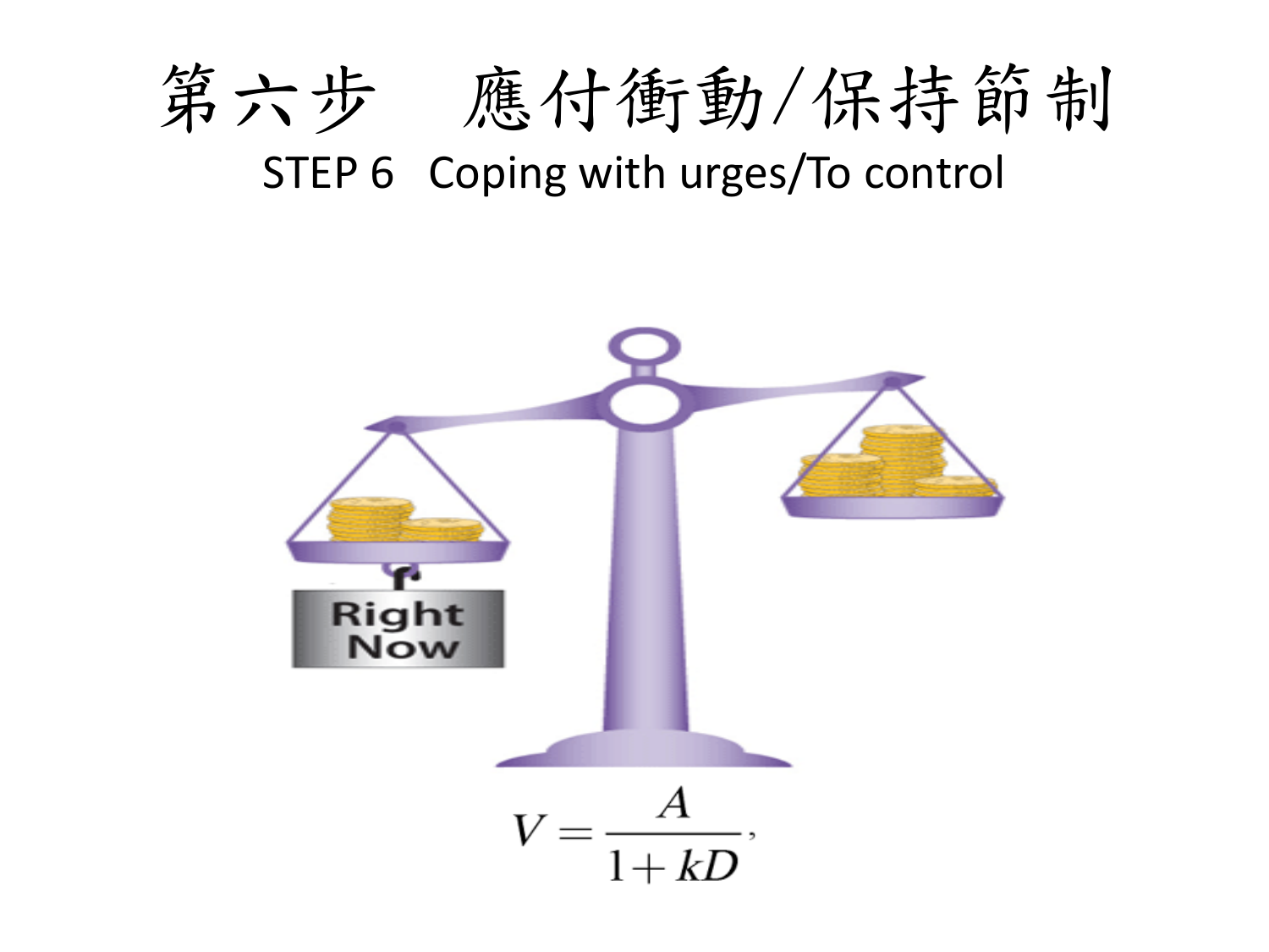# 第六步　應付衝動/保持節制

STEP 6 Coping with urges/To control

Right Now

$$V = \frac{A}{1 + kD},$$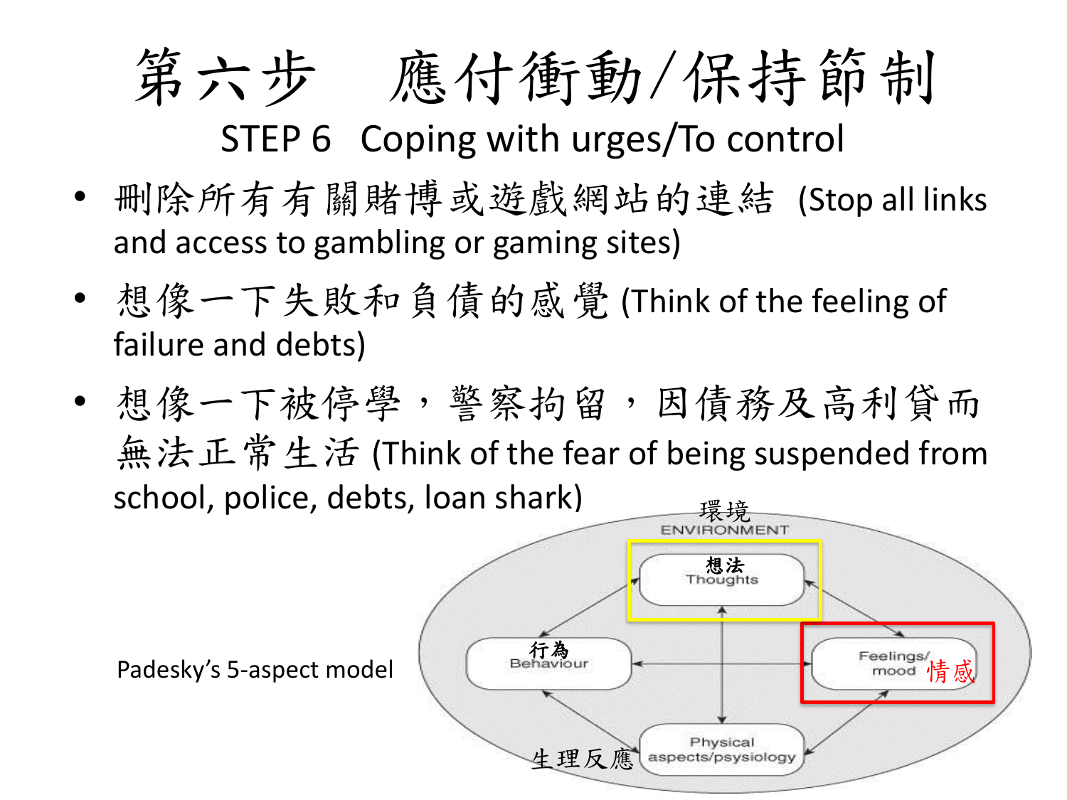# 第六步　應付衝動/保持節制

## STEP 6 Coping with urges/To control

- 刪除所有有關賭博或遊戲網站的連結 (Stop all links and access to gambling or gaming sites)
- 想像一下失敗和負債的感覺 (Think of the feeling of failure and debts)
- 想像一下被停學，警察拘留，因債務及高利貸而無法正常生活 (Think of the fear of being suspended from school, police, debts, loan shark)

Padesky's 5-aspect model

環境 ENVIRONMENT

想法 Thoughts

行為 Behaviour

Feelings/mood 情感

生理反應 Physical aspects/psysiology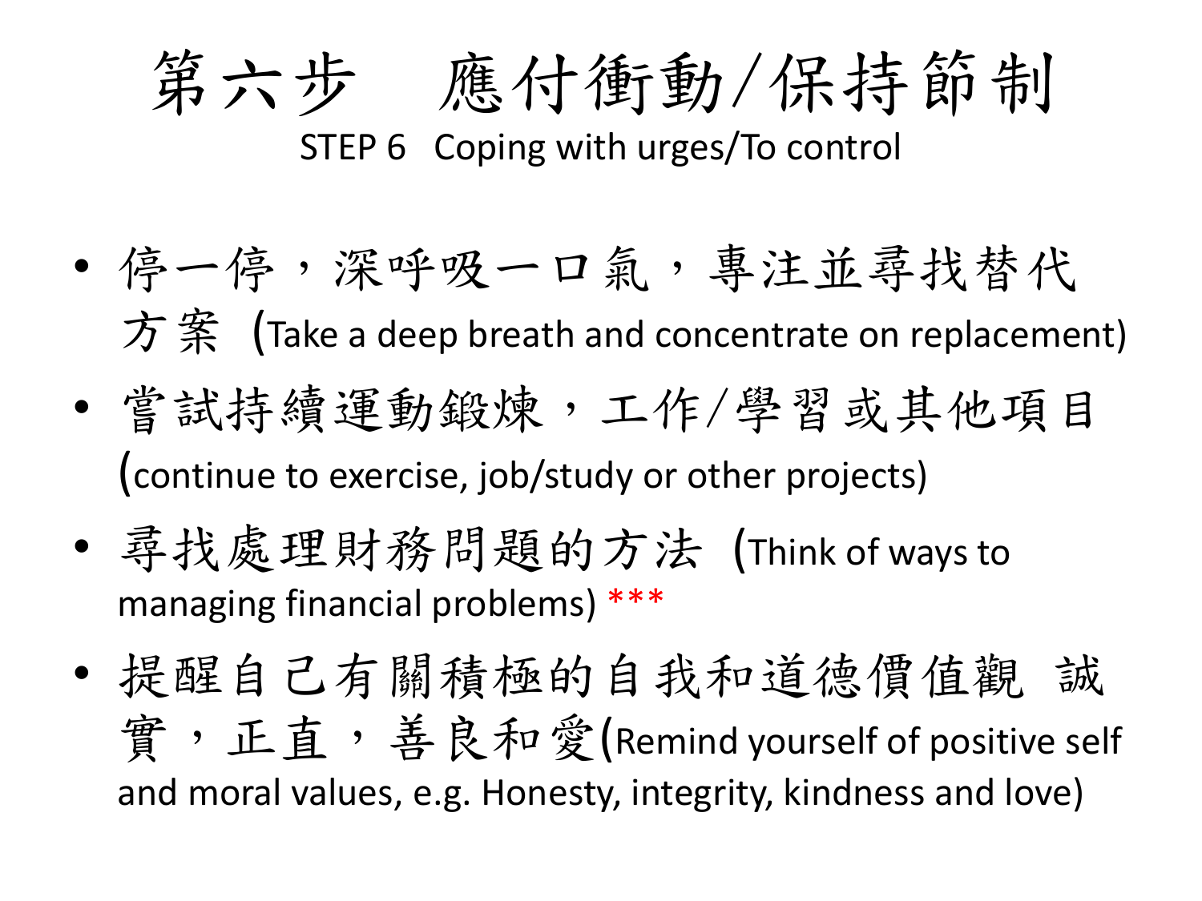# 第六步　應付衝動/保持節制

STEP 6 Coping with urges/To control

- 停一停，深呼吸一口氣，專注並尋找替代方案 (Take a deep breath and concentrate on replacement)
- 嘗試持續運動鍛煉，工作/學習或其他項目 (continue to exercise, job/study or other projects)
- 尋找處理財務問題的方法 (Think of ways to managing financial problems) ***
- 提醒自己有關積極的自我和道德價值觀 誠實，正直，善良和愛(Remind yourself of positive self and moral values, e.g. Honesty, integrity, kindness and love)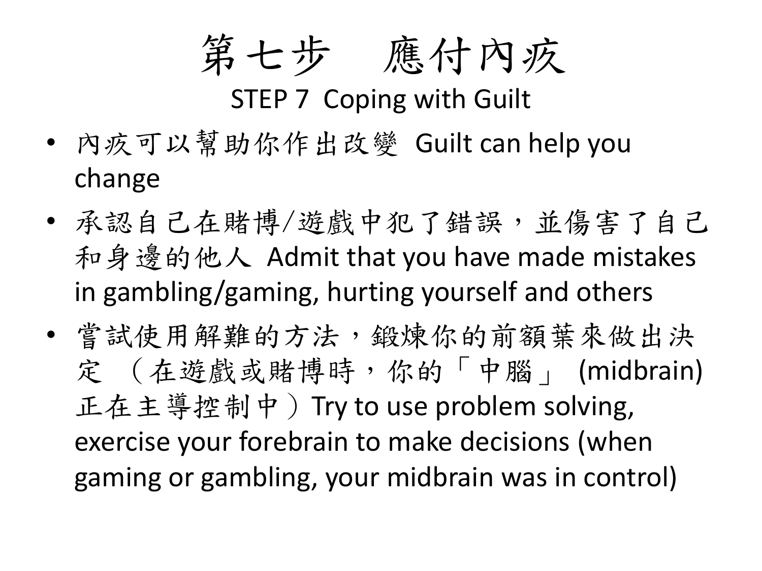# 第七步　應付內疚

## STEP 7 Coping with Guilt

- 內疚可以幫助你作出改變 Guilt can help you change
- 承認自己在賭博/遊戲中犯了錯誤，並傷害了自己和身邊的他人 Admit that you have made mistakes in gambling/gaming, hurting yourself and others
- 嘗試使用解難的方法，鍛煉你的前額葉來做出決定 （在遊戲或賭博時，你的「中腦」 (midbrain) 正在主導控制中）Try to use problem solving, exercise your forebrain to make decisions (when gaming or gambling, your midbrain was in control)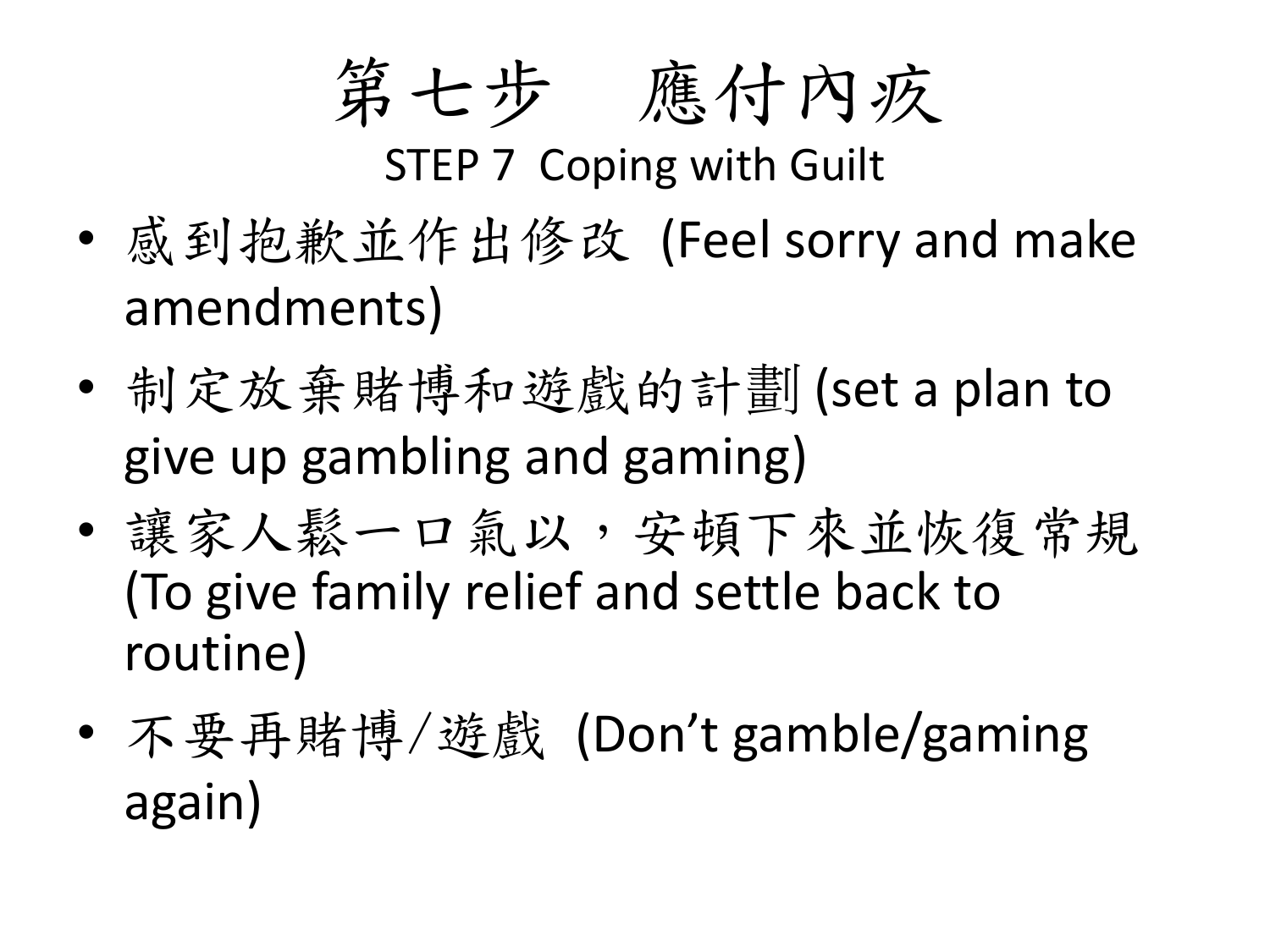# 第七步　應付內疚

## STEP 7 Coping with Guilt

- 感到抱歉並作出修改 (Feel sorry and make amendments)
- 制定放棄賭博和遊戲的計劃 (set a plan to give up gambling and gaming)
- 讓家人鬆一口氣以，安頓下來並恢復常規 (To give family relief and settle back to routine)
- 不要再賭博/遊戲 (Don’t gamble/gaming again)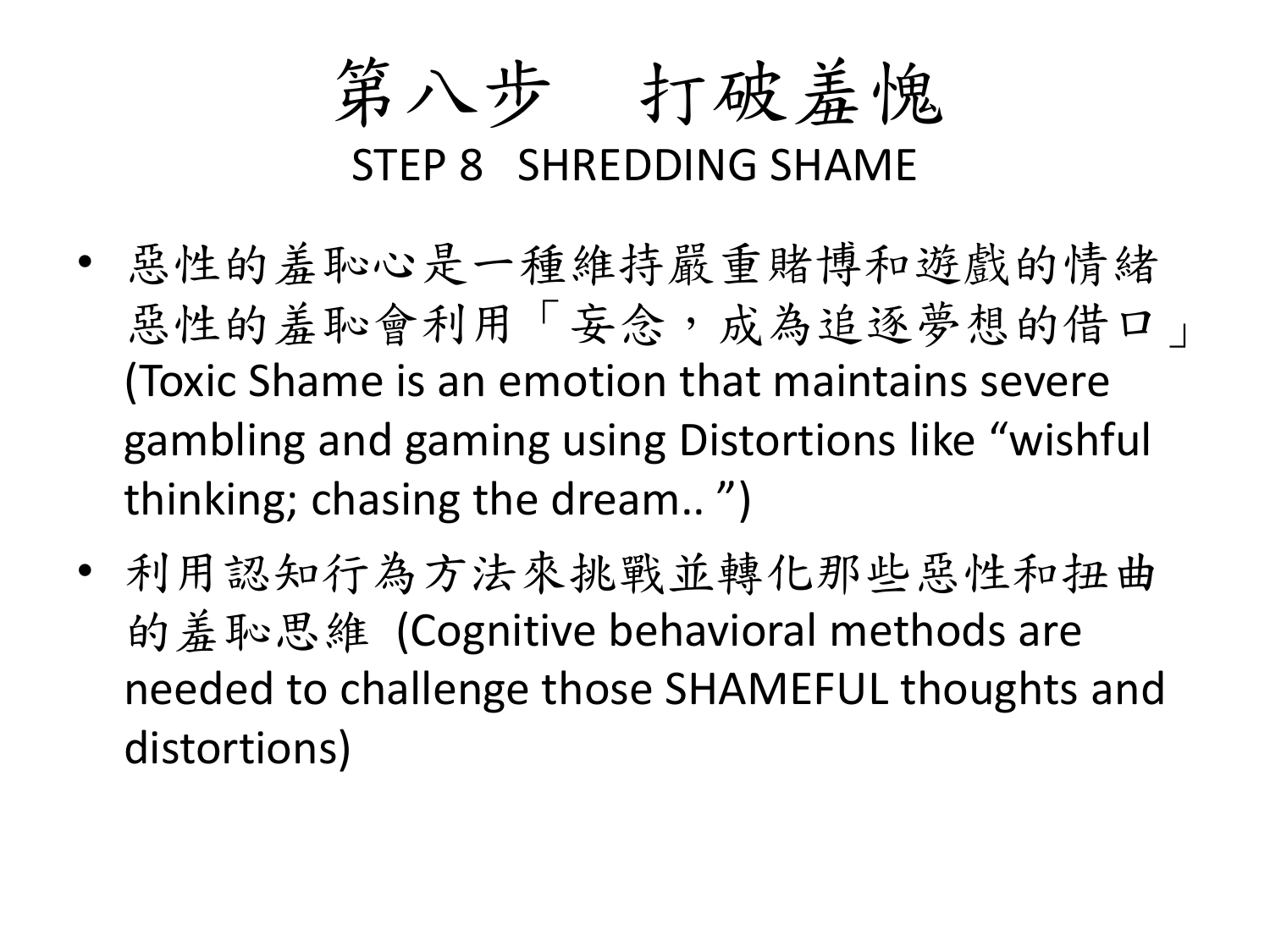# 第八步　打破羞愧
## STEP 8 SHREDDING SHAME

- 惡性的羞恥心是一種維持嚴重賭博和遊戲的情緒惡性的羞恥會利用「妄念，成為追逐夢想的借口」(Toxic Shame is an emotion that maintains severe gambling and gaming using Distortions like "wishful thinking; chasing the dream.. ")
- 利用認知行為方法來挑戰並轉化那些惡性和扭曲的羞恥思維 (Cognitive behavioral methods are needed to challenge those SHAMEFUL thoughts and distortions)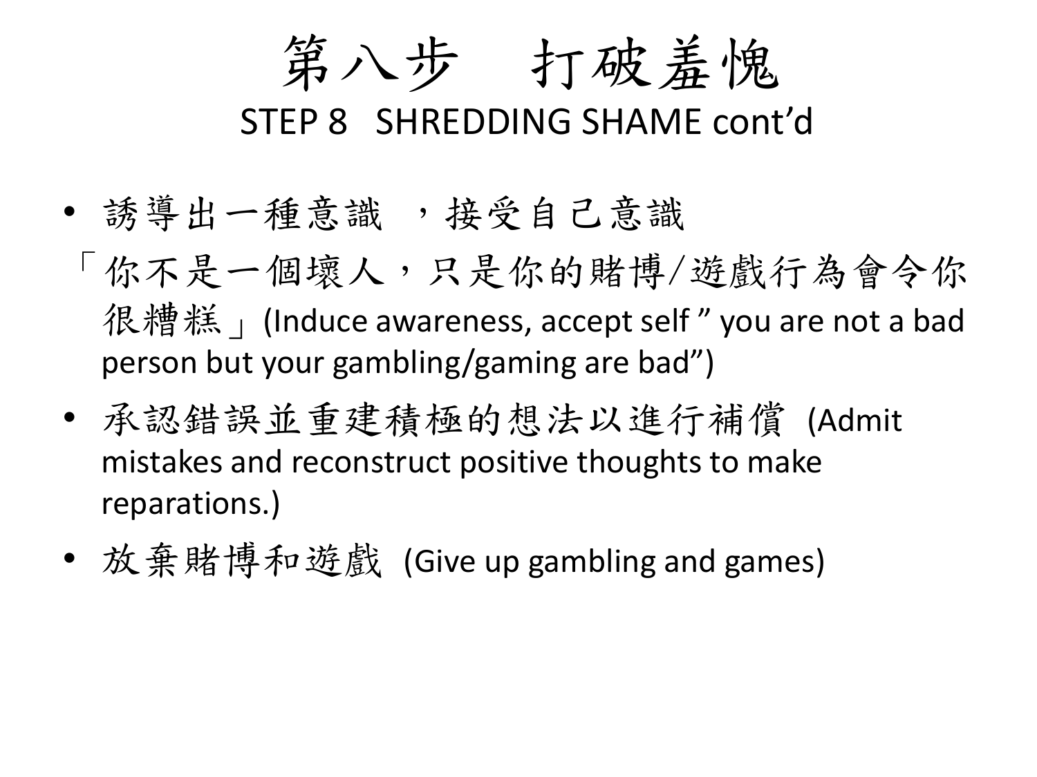# 第八步　打破羞愧
## STEP 8　SHREDDING SHAME cont'd

- 誘導出一種意識 ，接受自己意識
「你不是一個壞人，只是你的賭博/遊戲行為會令你很糟糕」(Induce awareness, accept self " you are not a bad person but your gambling/gaming are bad")
- 承認錯誤並重建積極的想法以進行補償 (Admit mistakes and reconstruct positive thoughts to make reparations.)
- 放棄賭博和遊戲 (Give up gambling and games)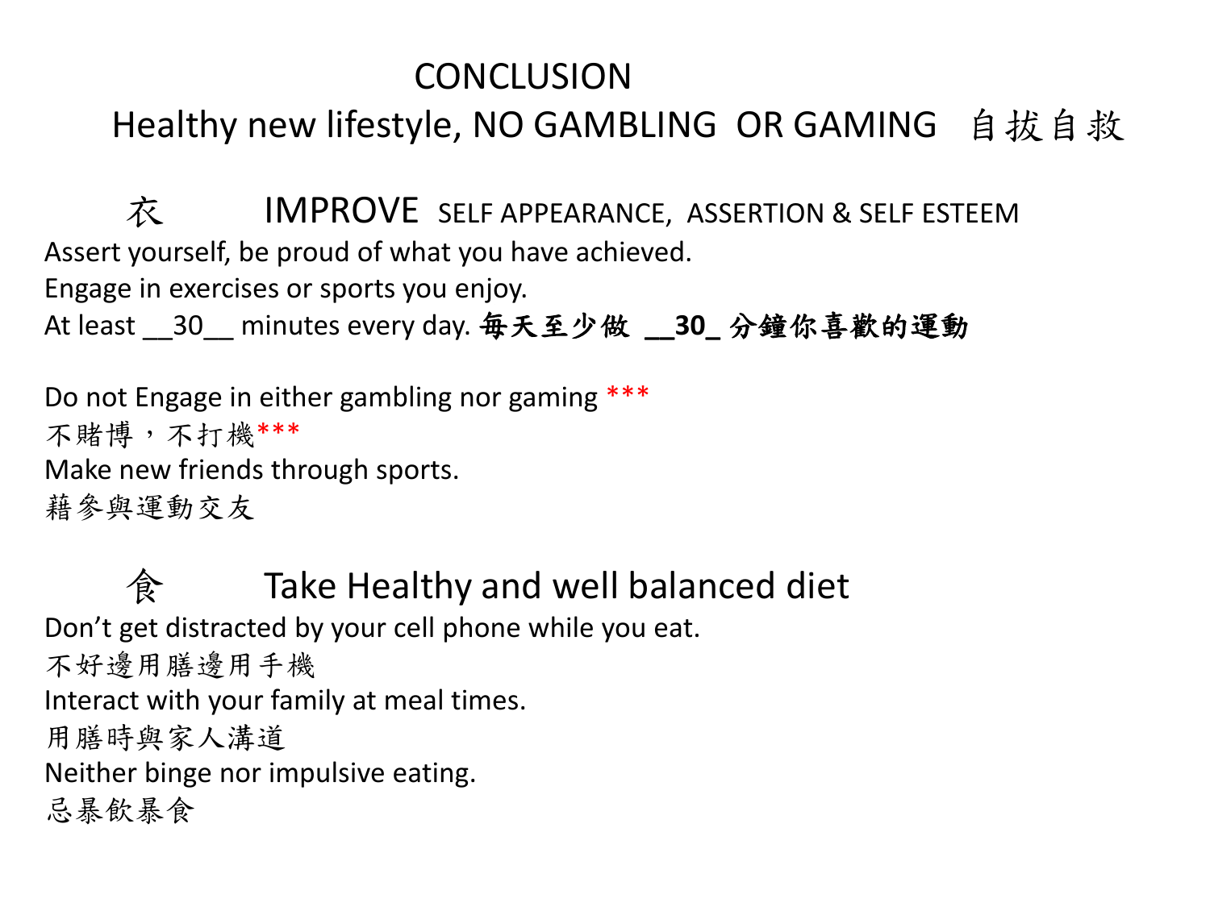# CONCLUSION

## Healthy new lifestyle, NO GAMBLING OR GAMING 自拔自救

### 衣 IMPROVE SELF APPEARANCE, ASSERTION & SELF ESTEEM

Assert yourself, be proud of what you have achieved.

Engage in exercises or sports you enjoy.

At least __30__ minutes every day. **每天至少做 __30_ 分鐘你喜歡的運動**

Do not Engage in either gambling nor gaming ***

不賭博，不打機***

Make new friends through sports.

藉參與運動交友

### 食 Take Healthy and well balanced diet

Don’t get distracted by your cell phone while you eat.

不好邊用膳邊用手機

Interact with your family at meal times.

用膳時與家人溝道

Neither binge nor impulsive eating.

忌暴飲暴食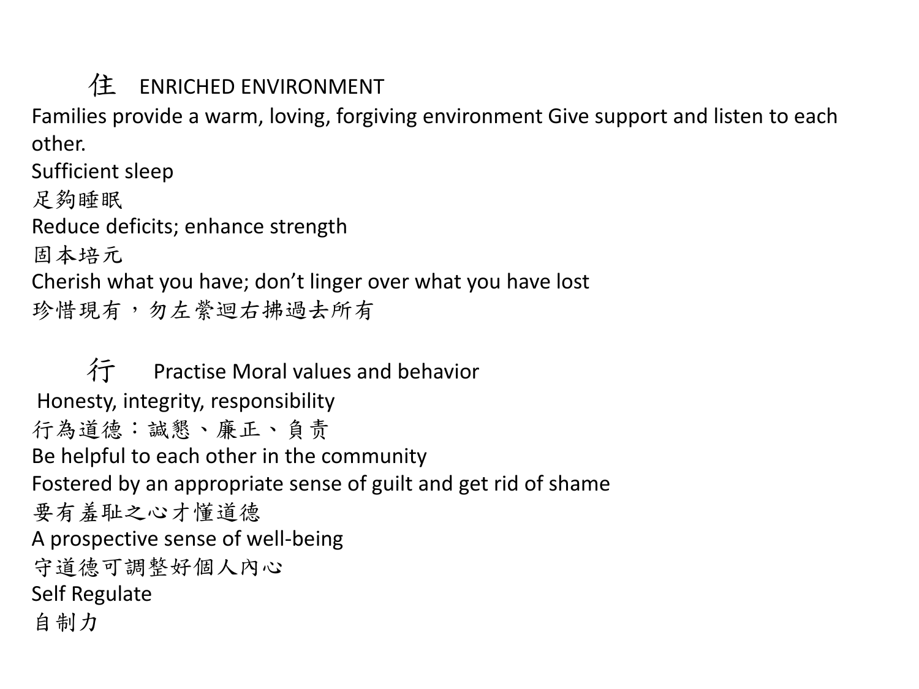## 住 ENRICHED ENVIRONMENT

Families provide a warm, loving, forgiving environment Give support and listen to each other.

Sufficient sleep

足夠睡眠

Reduce deficits; enhance strength

固本培元

Cherish what you have; don't linger over what you have lost

珍惜現有，勿左縈迴右拂過去所有

## 行 Practise Moral values and behavior

Honesty, integrity, responsibility

行為道德：誠懇、廉正、負责

Be helpful to each other in the community

Fostered by an appropriate sense of guilt and get rid of shame

要有羞耻之心才懂道德

A prospective sense of well-being

守道德可調整好個人內心

Self Regulate

自制力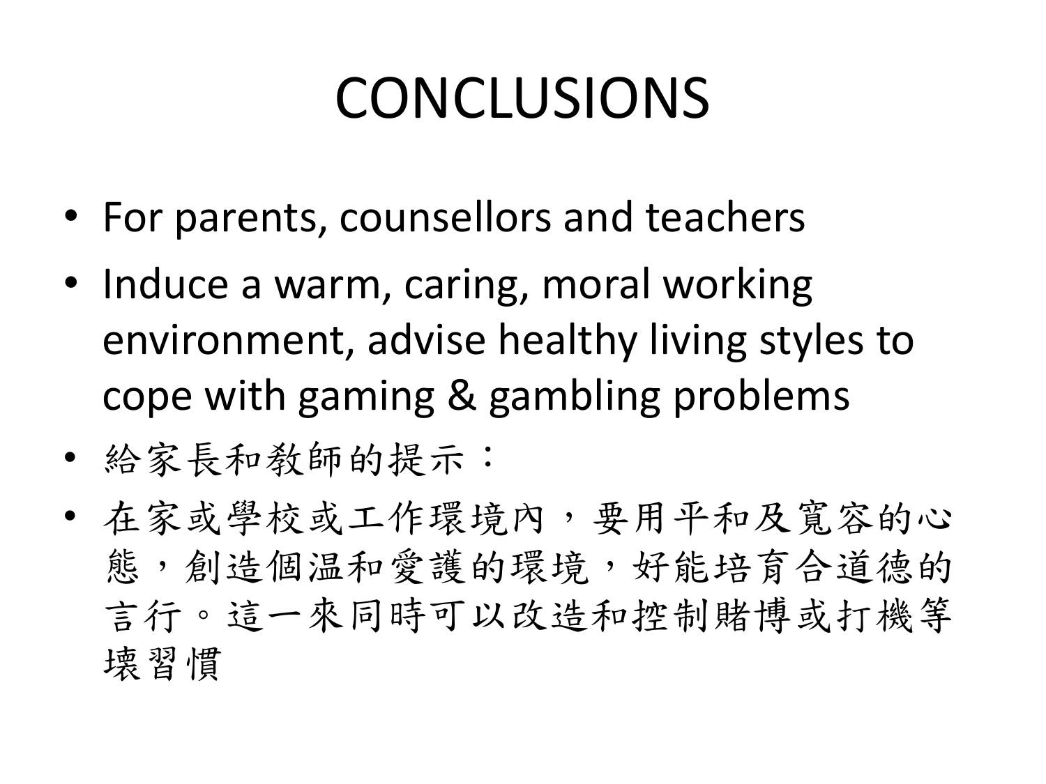# CONCLUSIONS

- For parents, counsellors and teachers
- Induce a warm, caring, moral working environment, advise healthy living styles to cope with gaming & gambling problems
- 給家長和教師的提示：
- 在家或學校或工作環境內，要用平和及寬容的心態，創造個温和愛護的環境，好能培育合道德的言行。這一來同時可以改造和控制賭博或打機等壞習慣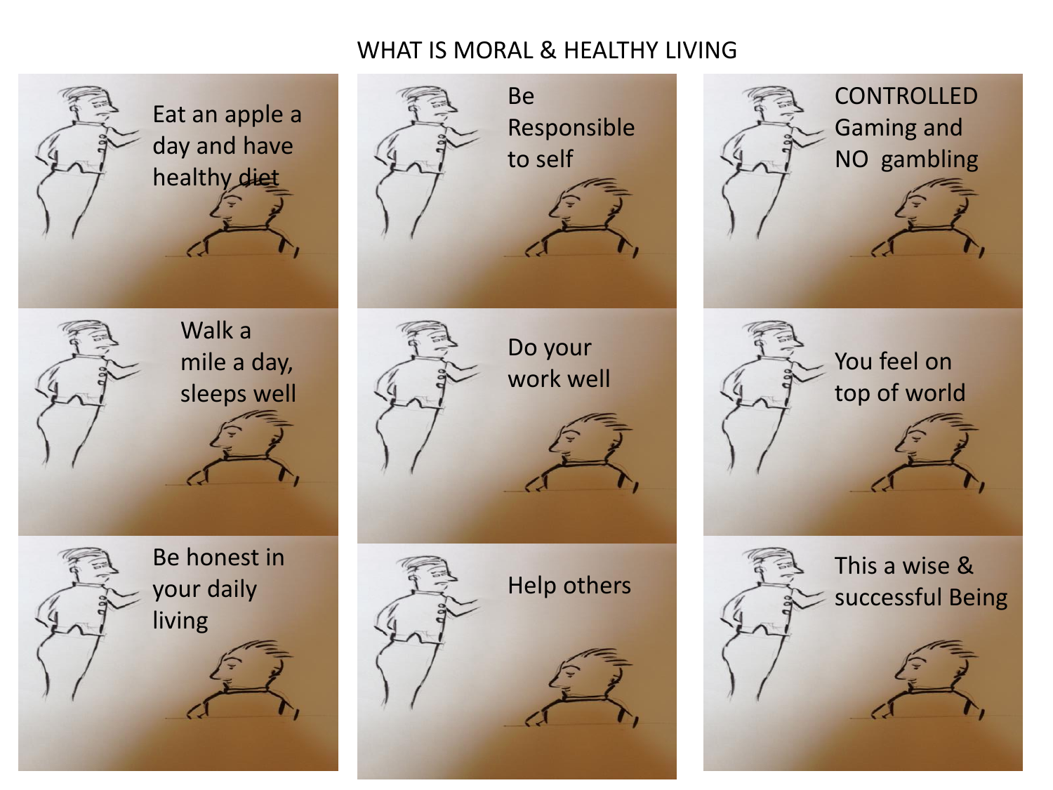# WHAT IS MORAL & HEALTHY LIVING

Eat an apple a day and have healthy diet

Be Responsible to self

CONTROLLED Gaming and NO gambling

Walk a mile a day, sleeps well

Do your work well

You feel on top of world

Be honest in your daily living

Help others

This a wise & successful Being